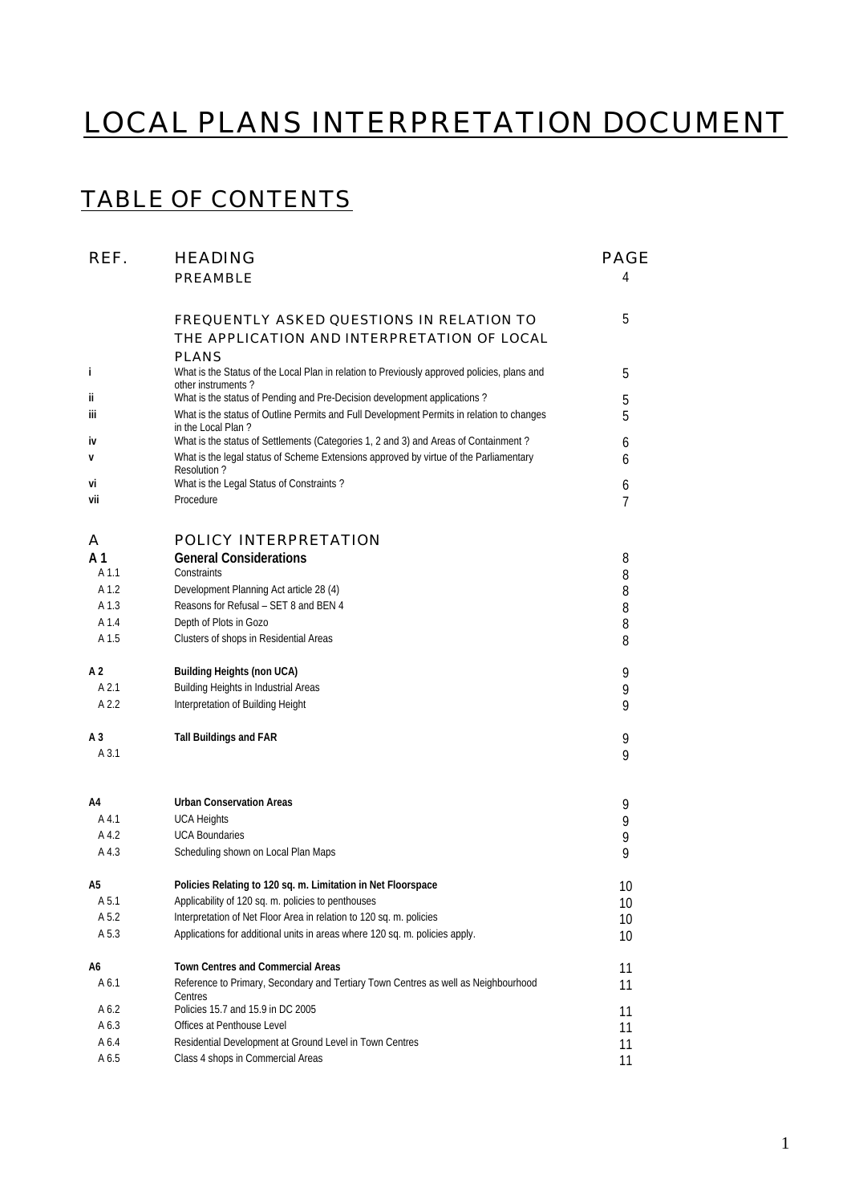# LOCAL PLANS INTERPRETATION DOCUMENT

## TABLE OF CONTENTS

| REF. | HEADING | PAGE |
|---|---|---|
| | PREAMBLE | 4 |
| | FREQUENTLY ASKED QUESTIONS IN RELATION TO THE APPLICATION AND INTERPRETATION OF LOCAL PLANS | 5 |
| i | What is the Status of the Local Plan in relation to Previously approved policies, plans and other instruments ? | 5 |
| ii | What is the status of Pending and Pre-Decision development applications ? | 5 |
| iii | What is the status of Outline Permits and Full Development Permits in relation to changes in the Local Plan ? | 5 |
| iv | What is the status of Settlements (Categories 1, 2 and 3) and Areas of Containment ? | 6 |
| v | What is the legal status of Scheme Extensions approved by virtue of the Parliamentary Resolution ? | 6 |
| vi | What is the Legal Status of Constraints ? | 6 |
| vii | Procedure | 7 |
| A | POLICY INTERPRETATION | |
| **A 1** | **General Considerations** | 8 |
| A 1.1 | Constraints | 8 |
| A 1.2 | Development Planning Act article 28 (4) | 8 |
| A 1.3 | Reasons for Refusal – SET 8 and BEN 4 | 8 |
| A 1.4 | Depth of Plots in Gozo | 8 |
| A 1.5 | Clusters of shops in Residential Areas | 8 |
| **A 2** | **Building Heights (non UCA)** | 9 |
| A 2.1 | Building Heights in Industrial Areas | 9 |
| A 2.2 | Interpretation of Building Height | 9 |
| **A 3** | **Tall Buildings and FAR** | 9 |
| A 3.1 | | 9 |
| **A4** | **Urban Conservation Areas** | 9 |
| A 4.1 | UCA Heights | 9 |
| A 4.2 | UCA Boundaries | 9 |
| A 4.3 | Scheduling shown on Local Plan Maps | 9 |
| **A5** | **Policies Relating to 120 sq. m. Limitation in Net Floorspace** | 10 |
| A 5.1 | Applicability of 120 sq. m. policies to penthouses | 10 |
| A 5.2 | Interpretation of Net Floor Area in relation to 120 sq. m. policies | 10 |
| A 5.3 | Applications for additional units in areas where 120 sq. m. policies apply. | 10 |
| **A6** | **Town Centres and Commercial Areas** | 11 |
| A 6.1 | Reference to Primary, Secondary and Tertiary Town Centres as well as Neighbourhood Centres | 11 |
| A 6.2 | Policies 15.7 and 15.9 in DC 2005 | 11 |
| A 6.3 | Offices at Penthouse Level | 11 |
| A 6.4 | Residential Development at Ground Level in Town Centres | 11 |
| A 6.5 | Class 4 shops in Commercial Areas | 11 |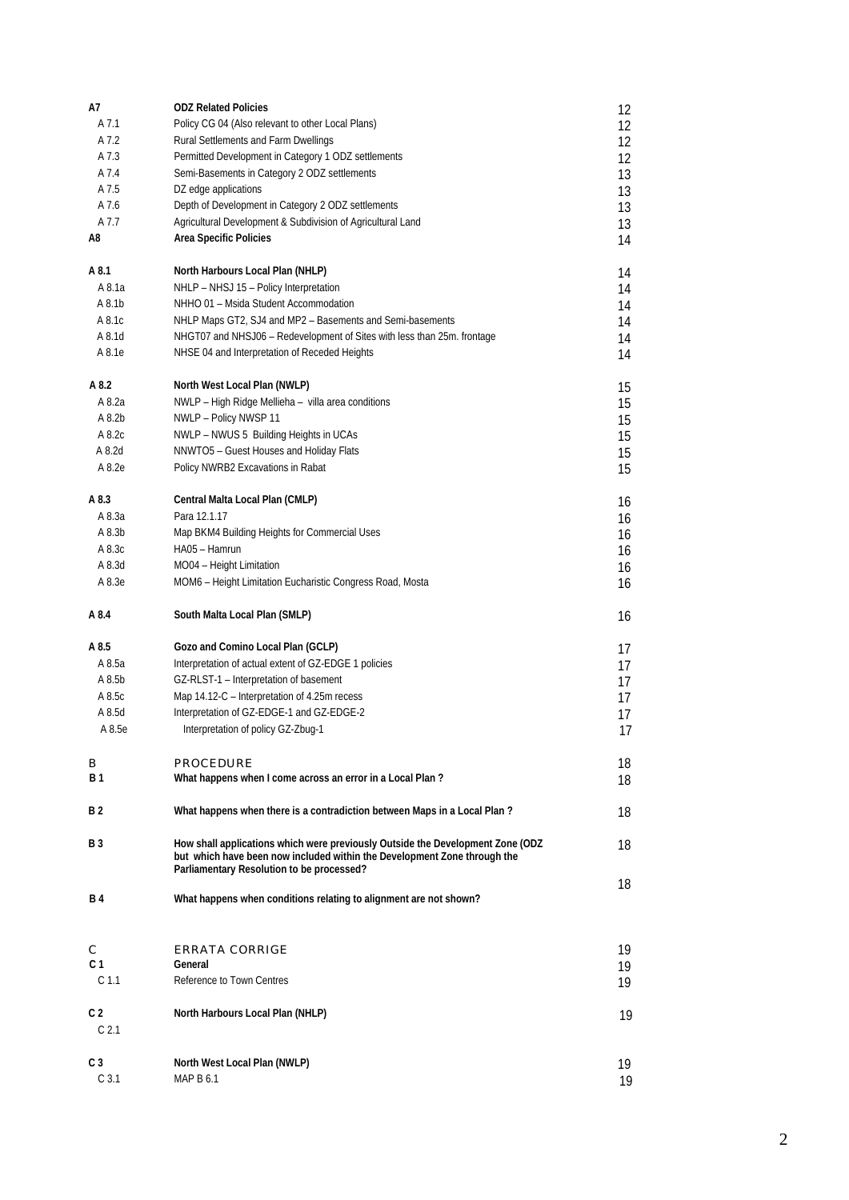| | | |
|---|---|---|
| **A7** | **ODZ Related Policies** | 12 |
| A 7.1 | Policy CG 04 (Also relevant to other Local Plans) | 12 |
| A 7.2 | Rural Settlements and Farm Dwellings | 12 |
| A 7.3 | Permitted Development in Category 1 ODZ settlements | 12 |
| A 7.4 | Semi-Basements in Category 2 ODZ settlements | 13 |
| A 7.5 | DZ edge applications | 13 |
| A 7.6 | Depth of Development in Category 2 ODZ settlements | 13 |
| A 7.7 | Agricultural Development & Subdivision of Agricultural Land | 13 |
| **A8** | **Area Specific Policies** | 14 |
| **A 8.1** | **North Harbours Local Plan (NHLP)** | 14 |
| A 8.1a | NHLP – NHSJ 15 – Policy Interpretation | 14 |
| A 8.1b | NHHO 01 – Msida Student Accommodation | 14 |
| A 8.1c | NHLP Maps GT2, SJ4 and MP2 – Basements and Semi-basements | 14 |
| A 8.1d | NHGT07 and NHSJ06 – Redevelopment of Sites with less than 25m. frontage | 14 |
| A 8.1e | NHSE 04 and Interpretation of Receded Heights | 14 |
| **A 8.2** | **North West Local Plan (NWLP)** | 15 |
| A 8.2a | NWLP – High Ridge Mellieha – villa area conditions | 15 |
| A 8.2b | NWLP – Policy NWSP 11 | 15 |
| A 8.2c | NWLP – NWUS 5 Building Heights in UCAs | 15 |
| A 8.2d | NNWTO5 – Guest Houses and Holiday Flats | 15 |
| A 8.2e | Policy NWRB2 Excavations in Rabat | 15 |
| **A 8.3** | **Central Malta Local Plan (CMLP)** | 16 |
| A 8.3a | Para 12.1.17 | 16 |
| A 8.3b | Map BKM4 Building Heights for Commercial Uses | 16 |
| A 8.3c | HA05 – Hamrun | 16 |
| A 8.3d | MO04 – Height Limitation | 16 |
| A 8.3e | MOM6 – Height Limitation Eucharistic Congress Road, Mosta | 16 |
| **A 8.4** | **South Malta Local Plan (SMLP)** | 16 |
| **A 8.5** | **Gozo and Comino Local Plan (GCLP)** | 17 |
| A 8.5a | Interpretation of actual extent of GZ-EDGE 1 policies | 17 |
| A 8.5b | GZ-RLST-1 – Interpretation of basement | 17 |
| A 8.5c | Map 14.12-C – Interpretation of 4.25m recess | 17 |
| A 8.5d | Interpretation of GZ-EDGE-1 and GZ-EDGE-2 | 17 |
| A 8.5e | Interpretation of policy GZ-Zbug-1 | 17 |
| B | PROCEDURE | 18 |
| **B 1** | **What happens when I come across an error in a Local Plan ?** | 18 |
| **B 2** | **What happens when there is a contradiction between Maps in a Local Plan ?** | 18 |
| **B 3** | **How shall applications which were previously Outside the Development Zone (ODZ but which have been now included within the Development Zone through the Parliamentary Resolution to be processed?** | 18 |
| **B 4** | **What happens when conditions relating to alignment are not shown?** | 18 |
| C | ERRATA CORRIGE | 19 |
| **C 1** | **General** | 19 |
| C 1.1 | Reference to Town Centres | 19 |
| **C 2** | **North Harbours Local Plan (NHLP)** | 19 |
| C 2.1 | | |
| **C 3** | **North West Local Plan (NWLP)** | 19 |
| C 3.1 | MAP B 6.1 | 19 |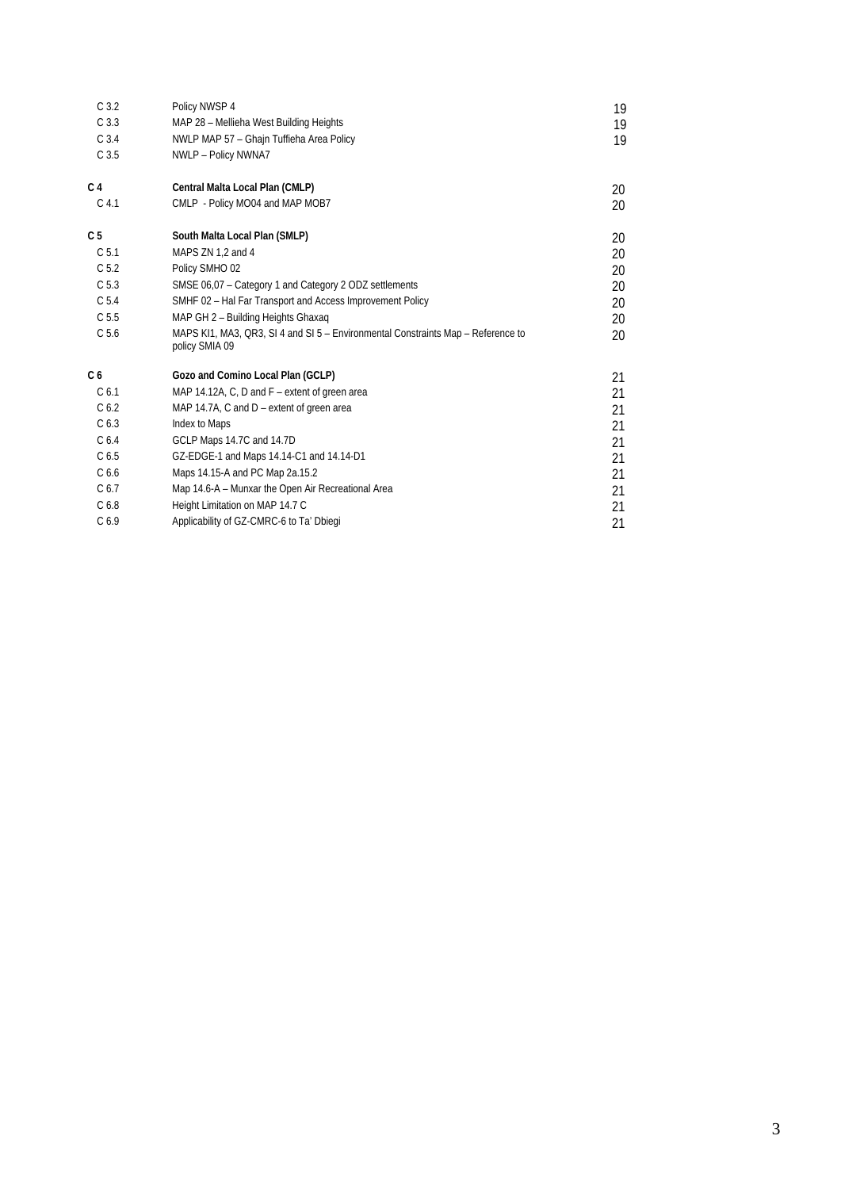| | | |
|---|---|---|
| C 3.2 | Policy NWSP 4 | 19 |
| C 3.3 | MAP 28 – Mellieha West Building Heights | 19 |
| C 3.4 | NWLP MAP 57 – Ghajn Tuffieha Area Policy | 19 |
| C 3.5 | NWLP – Policy NWNA7 | |
| **C 4** | **Central Malta Local Plan (CMLP)** | 20 |
| C 4.1 | CMLP - Policy MO04 and MAP MOB7 | 20 |
| **C 5** | **South Malta Local Plan (SMLP)** | 20 |
| C 5.1 | MAPS ZN 1,2 and 4 | 20 |
| C 5.2 | Policy SMHO 02 | 20 |
| C 5.3 | SMSE 06,07 – Category 1 and Category 2 ODZ settlements | 20 |
| C 5.4 | SMHF 02 – Hal Far Transport and Access Improvement Policy | 20 |
| C 5.5 | MAP GH 2 – Building Heights Ghaxaq | 20 |
| C 5.6 | MAPS KI1, MA3, QR3, SI 4 and SI 5 – Environmental Constraints Map – Reference to policy SMIA 09 | 20 |
| **C 6** | **Gozo and Comino Local Plan (GCLP)** | 21 |
| C 6.1 | MAP 14.12A, C, D and F – extent of green area | 21 |
| C 6.2 | MAP 14.7A, C and D – extent of green area | 21 |
| C 6.3 | Index to Maps | 21 |
| C 6.4 | GCLP Maps 14.7C and 14.7D | 21 |
| C 6.5 | GZ-EDGE-1 and Maps 14.14-C1 and 14.14-D1 | 21 |
| C 6.6 | Maps 14.15-A and PC Map 2a.15.2 | 21 |
| C 6.7 | Map 14.6-A – Munxar the Open Air Recreational Area | 21 |
| C 6.8 | Height Limitation on MAP 14.7 C | 21 |
| C 6.9 | Applicability of GZ-CMRC-6 to Ta' Dbiegi | 21 |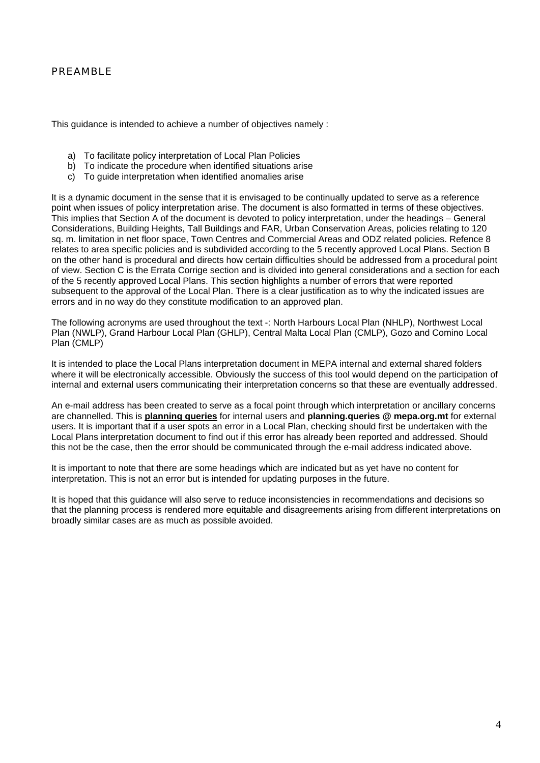## PREAMBLE

This guidance is intended to achieve a number of objectives namely :

a) To facilitate policy interpretation of Local Plan Policies
b) To indicate the procedure when identified situations arise
c) To guide interpretation when identified anomalies arise

It is a dynamic document in the sense that it is envisaged to be continually updated to serve as a reference point when issues of policy interpretation arise. The document is also formatted in terms of these objectives. This implies that Section A of the document is devoted to policy interpretation, under the headings – General Considerations, Building Heights, Tall Buildings and FAR, Urban Conservation Areas, policies relating to 120 sq. m. limitation in net floor space, Town Centres and Commercial Areas and ODZ related policies. Refence 8 relates to area specific policies and is subdivided according to the 5 recently approved Local Plans. Section B on the other hand is procedural and directs how certain difficulties should be addressed from a procedural point of view. Section C is the Errata Corrige section and is divided into general considerations and a section for each of the 5 recently approved Local Plans. This section highlights a number of errors that were reported subsequent to the approval of the Local Plan. There is a clear justification as to why the indicated issues are errors and in no way do they constitute modification to an approved plan.

The following acronyms are used throughout the text -: North Harbours Local Plan (NHLP), Northwest Local Plan (NWLP), Grand Harbour Local Plan (GHLP), Central Malta Local Plan (CMLP), Gozo and Comino Local Plan (CMLP)

It is intended to place the Local Plans interpretation document in MEPA internal and external shared folders where it will be electronically accessible. Obviously the success of this tool would depend on the participation of internal and external users communicating their interpretation concerns so that these are eventually addressed.

An e-mail address has been created to serve as a focal point through which interpretation or ancillary concerns are channelled. This is **planning queries** for internal users and **planning.queries @ mepa.org.mt** for external users. It is important that if a user spots an error in a Local Plan, checking should first be undertaken with the Local Plans interpretation document to find out if this error has already been reported and addressed. Should this not be the case, then the error should be communicated through the e-mail address indicated above.

It is important to note that there are some headings which are indicated but as yet have no content for interpretation. This is not an error but is intended for updating purposes in the future.

It is hoped that this guidance will also serve to reduce inconsistencies in recommendations and decisions so that the planning process is rendered more equitable and disagreements arising from different interpretations on broadly similar cases are as much as possible avoided.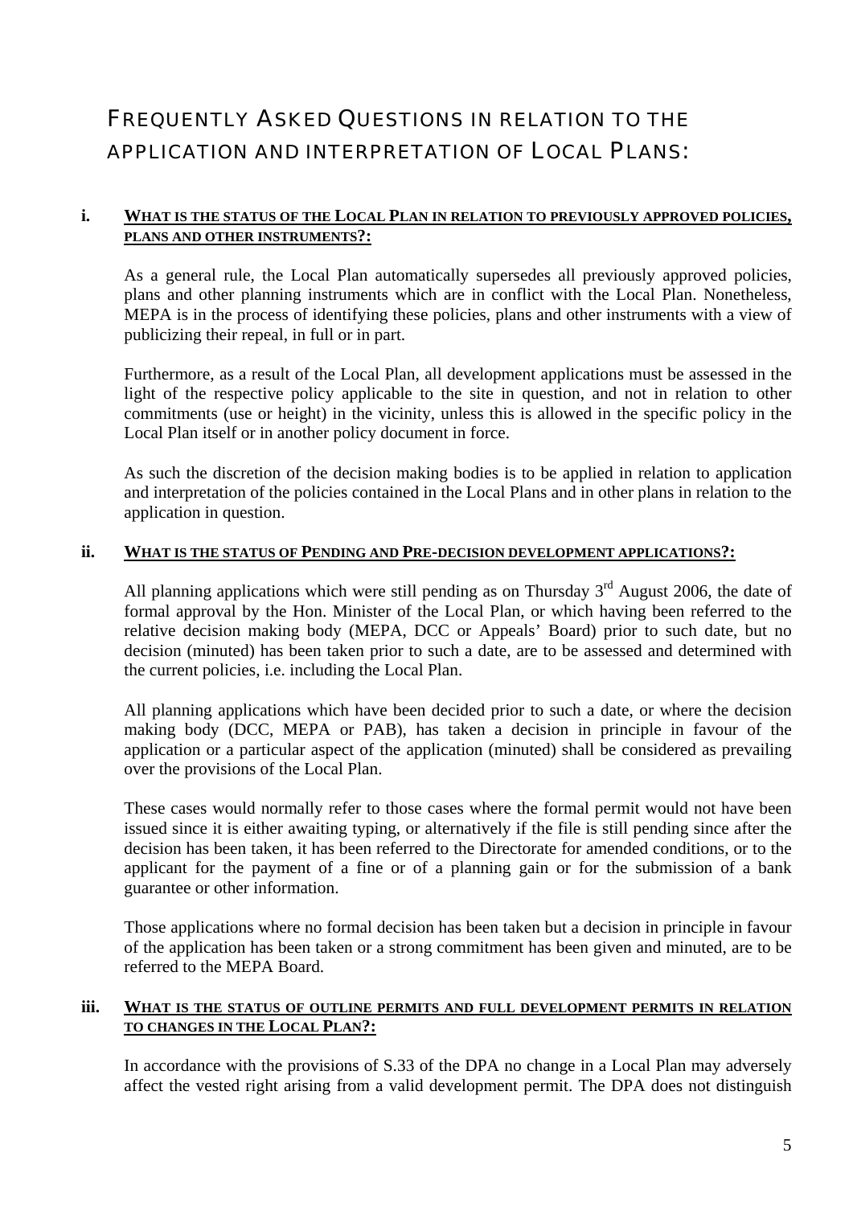# Frequently Asked Questions in relation to the application and interpretation of Local Plans:

### i. **<u>What is the status of the Local Plan in relation to previously approved policies, plans and other instruments?:</u>**

As a general rule, the Local Plan automatically supersedes all previously approved policies, plans and other planning instruments which are in conflict with the Local Plan. Nonetheless, MEPA is in the process of identifying these policies, plans and other instruments with a view of publicizing their repeal, in full or in part.

Furthermore, as a result of the Local Plan, all development applications must be assessed in the light of the respective policy applicable to the site in question, and not in relation to other commitments (use or height) in the vicinity, unless this is allowed in the specific policy in the Local Plan itself or in another policy document in force.

As such the discretion of the decision making bodies is to be applied in relation to application and interpretation of the policies contained in the Local Plans and in other plans in relation to the application in question.

### ii. **<u>What is the status of Pending and Pre-decision development applications?:</u>**

All planning applications which were still pending as on Thursday 3rd August 2006, the date of formal approval by the Hon. Minister of the Local Plan, or which having been referred to the relative decision making body (MEPA, DCC or Appeals' Board) prior to such date, but no decision (minuted) has been taken prior to such a date, are to be assessed and determined with the current policies, i.e. including the Local Plan.

All planning applications which have been decided prior to such a date, or where the decision making body (DCC, MEPA or PAB), has taken a decision in principle in favour of the application or a particular aspect of the application (minuted) shall be considered as prevailing over the provisions of the Local Plan.

These cases would normally refer to those cases where the formal permit would not have been issued since it is either awaiting typing, or alternatively if the file is still pending since after the decision has been taken, it has been referred to the Directorate for amended conditions, or to the applicant for the payment of a fine or of a planning gain or for the submission of a bank guarantee or other information.

Those applications where no formal decision has been taken but a decision in principle in favour of the application has been taken or a strong commitment has been given and minuted, are to be referred to the MEPA Board.

### iii. **<u>What is the status of outline permits and full development permits in relation to changes in the Local Plan?:</u>**

In accordance with the provisions of S.33 of the DPA no change in a Local Plan may adversely affect the vested right arising from a valid development permit. The DPA does not distinguish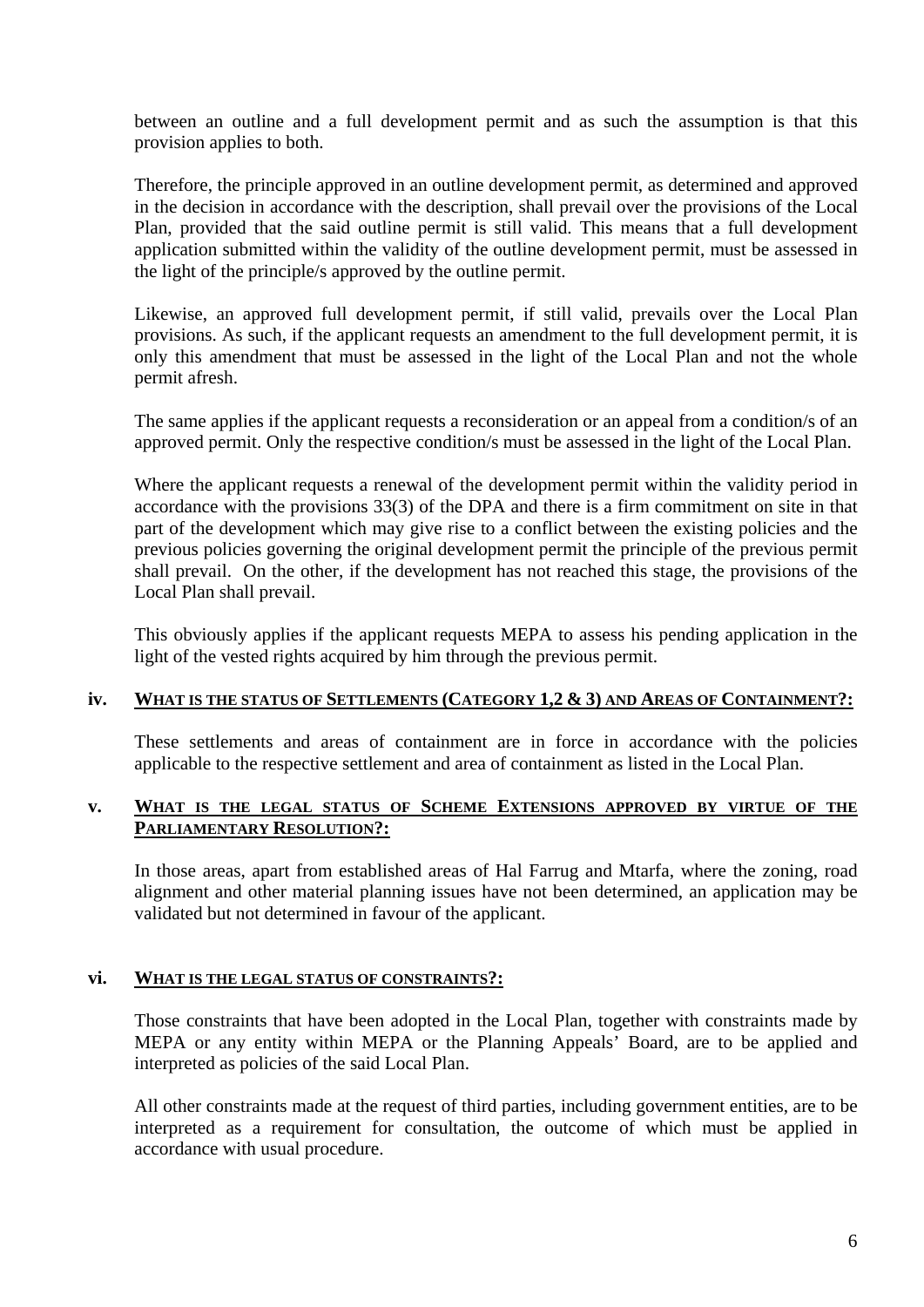between an outline and a full development permit and as such the assumption is that this provision applies to both.

Therefore, the principle approved in an outline development permit, as determined and approved in the decision in accordance with the description, shall prevail over the provisions of the Local Plan, provided that the said outline permit is still valid. This means that a full development application submitted within the validity of the outline development permit, must be assessed in the light of the principle/s approved by the outline permit.

Likewise, an approved full development permit, if still valid, prevails over the Local Plan provisions. As such, if the applicant requests an amendment to the full development permit, it is only this amendment that must be assessed in the light of the Local Plan and not the whole permit afresh.

The same applies if the applicant requests a reconsideration or an appeal from a condition/s of an approved permit. Only the respective condition/s must be assessed in the light of the Local Plan.

Where the applicant requests a renewal of the development permit within the validity period in accordance with the provisions 33(3) of the DPA and there is a firm commitment on site in that part of the development which may give rise to a conflict between the existing policies and the previous policies governing the original development permit the principle of the previous permit shall prevail. On the other, if the development has not reached this stage, the provisions of the Local Plan shall prevail.

This obviously applies if the applicant requests MEPA to assess his pending application in the light of the vested rights acquired by him through the previous permit.

### iv. WHAT IS THE STATUS OF SETTLEMENTS (CATEGORY 1,2 & 3) AND AREAS OF CONTAINMENT?:

These settlements and areas of containment are in force in accordance with the policies applicable to the respective settlement and area of containment as listed in the Local Plan.

### v. WHAT IS THE LEGAL STATUS OF SCHEME EXTENSIONS APPROVED BY VIRTUE OF THE PARLIAMENTARY RESOLUTION?:

In those areas, apart from established areas of Hal Farrug and Mtarfa, where the zoning, road alignment and other material planning issues have not been determined, an application may be validated but not determined in favour of the applicant.

### vi. WHAT IS THE LEGAL STATUS OF CONSTRAINTS?:

Those constraints that have been adopted in the Local Plan, together with constraints made by MEPA or any entity within MEPA or the Planning Appeals' Board, are to be applied and interpreted as policies of the said Local Plan.

All other constraints made at the request of third parties, including government entities, are to be interpreted as a requirement for consultation, the outcome of which must be applied in accordance with usual procedure.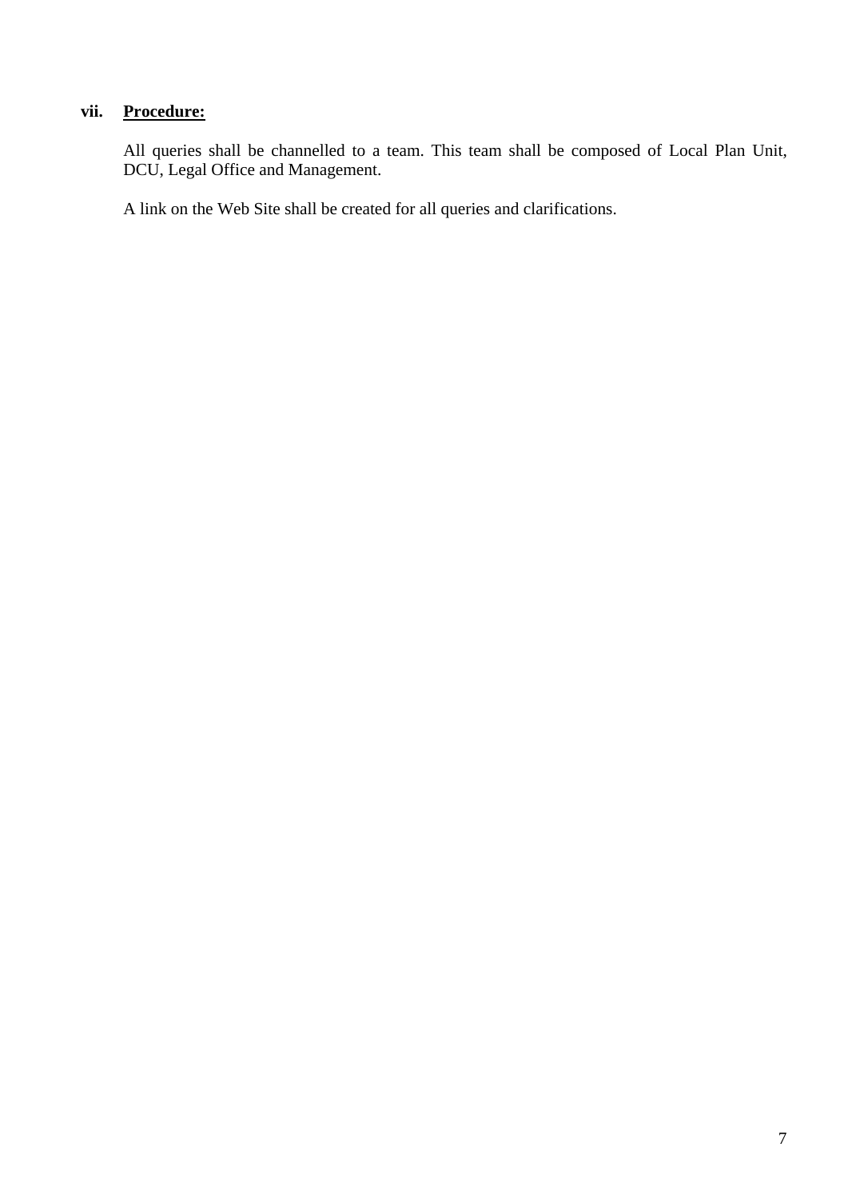**vii. Procedure:**

All queries shall be channelled to a team. This team shall be composed of Local Plan Unit, DCU, Legal Office and Management.

A link on the Web Site shall be created for all queries and clarifications.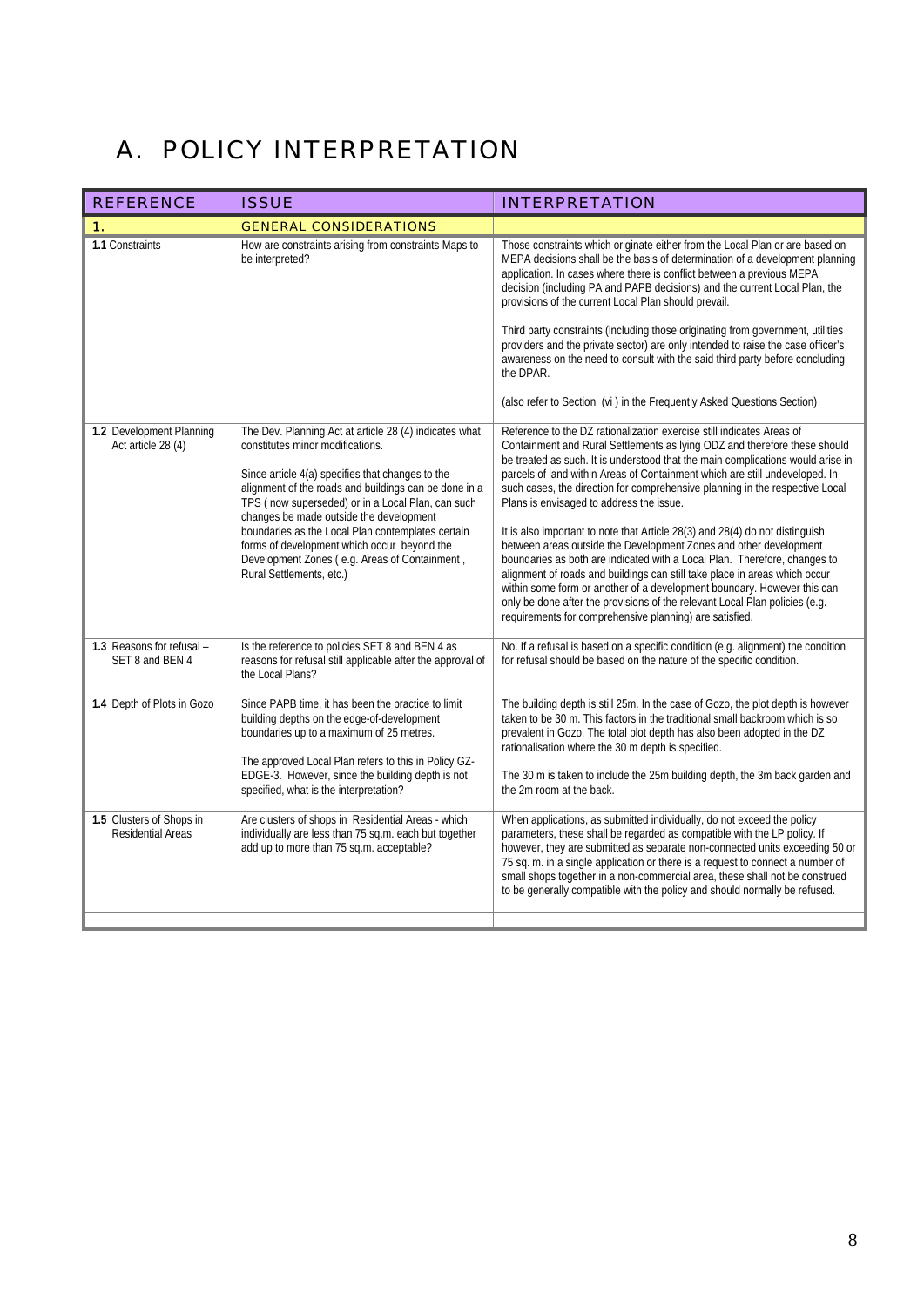# A. POLICY INTERPRETATION

| REFERENCE | ISSUE | INTERPRETATION |
|---|---|---|
| **1.** | GENERAL CONSIDERATIONS | |
| **1.1** Constraints | How are constraints arising from constraints Maps to be interpreted? | Those constraints which originate either from the Local Plan or are based on MEPA decisions shall be the basis of determination of a development planning application. In cases where there is conflict between a previous MEPA decision (including PA and PAPB decisions) and the current Local Plan, the provisions of the current Local Plan should prevail.<br><br>Third party constraints (including those originating from government, utilities providers and the private sector) are only intended to raise the case officer's awareness on the need to consult with the said third party before concluding the DPAR.<br><br>(also refer to Section (vi ) in the Frequently Asked Questions Section) |
| **1.2** Development Planning Act article 28 (4) | The Dev. Planning Act at article 28 (4) indicates what constitutes minor modifications.<br><br>Since article 4(a) specifies that changes to the alignment of the roads and buildings can be done in a TPS ( now superseded) or in a Local Plan, can such changes be made outside the development boundaries as the Local Plan contemplates certain forms of development which occur beyond the Development Zones ( e.g. Areas of Containment , Rural Settlements, etc.) | Reference to the DZ rationalization exercise still indicates Areas of Containment and Rural Settlements as lying ODZ and therefore these should be treated as such. It is understood that the main complications would arise in parcels of land within Areas of Containment which are still undeveloped. In such cases, the direction for comprehensive planning in the respective Local Plans is envisaged to address the issue.<br><br>It is also important to note that Article 28(3) and 28(4) do not distinguish between areas outside the Development Zones and other development boundaries as both are indicated with a Local Plan. Therefore, changes to alignment of roads and buildings can still take place in areas which occur within some form or another of a development boundary. However this can only be done after the provisions of the relevant Local Plan policies (e.g. requirements for comprehensive planning) are satisfied. |
| **1.3** Reasons for refusal – SET 8 and BEN 4 | Is the reference to policies SET 8 and BEN 4 as reasons for refusal still applicable after the approval of the Local Plans? | No. If a refusal is based on a specific condition (e.g. alignment) the condition for refusal should be based on the nature of the specific condition. |
| **1.4** Depth of Plots in Gozo | Since PAPB time, it has been the practice to limit building depths on the edge-of-development boundaries up to a maximum of 25 metres.<br><br>The approved Local Plan refers to this in Policy GZ-EDGE-3. However, since the building depth is not specified, what is the interpretation? | The building depth is still 25m. In the case of Gozo, the plot depth is however taken to be 30 m. This factors in the traditional small backroom which is so prevalent in Gozo. The total plot depth has also been adopted in the DZ rationalisation where the 30 m depth is specified.<br><br>The 30 m is taken to include the 25m building depth, the 3m back garden and the 2m room at the back. |
| **1.5** Clusters of Shops in Residential Areas | Are clusters of shops in Residential Areas - which individually are less than 75 sq.m. each but together add up to more than 75 sq.m. acceptable? | When applications, as submitted individually, do not exceed the policy parameters, these shall be regarded as compatible with the LP policy. If however, they are submitted as separate non-connected units exceeding 50 or 75 sq. m. in a single application or there is a request to connect a number of small shops together in a non-commercial area, these shall not be construed to be generally compatible with the policy and should normally be refused. |
| | | |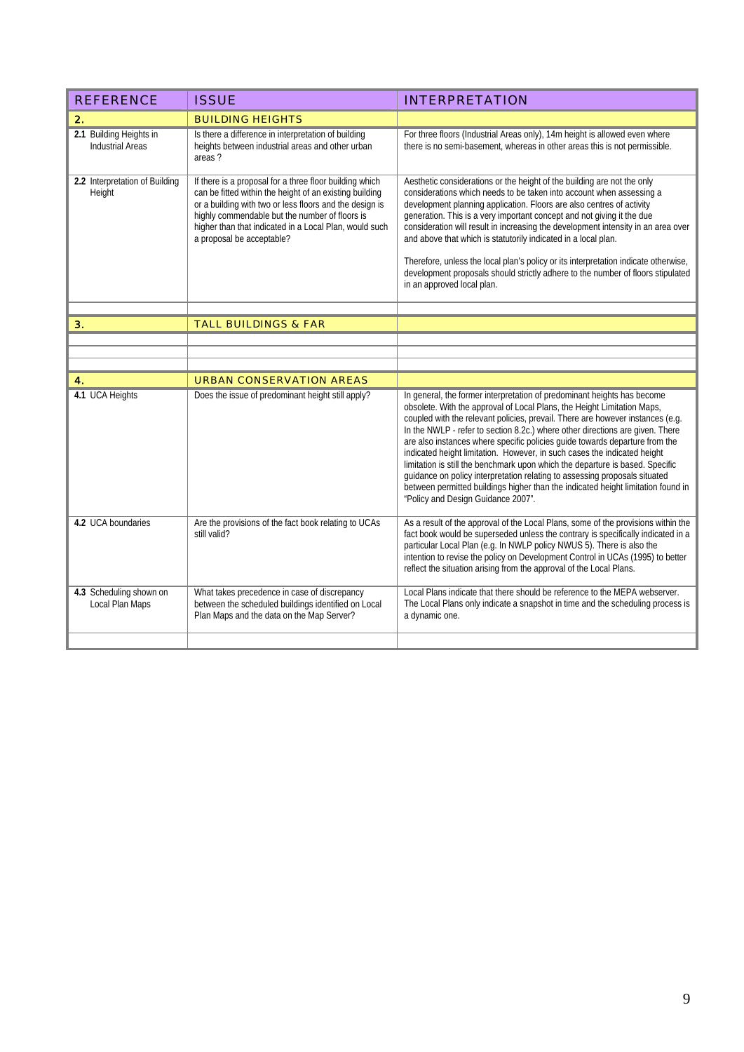| REFERENCE | ISSUE | INTERPRETATION |
|---|---|---|
| **2.** | **BUILDING HEIGHTS** | |
| **2.1** Building Heights in Industrial Areas | Is there a difference in interpretation of building heights between industrial areas and other urban areas ? | For three floors (Industrial Areas only), 14m height is allowed even where there is no semi-basement, whereas in other areas this is not permissible. |
| **2.2** Interpretation of Building Height | If there is a proposal for a three floor building which can be fitted within the height of an existing building or a building with two or less floors and the design is highly commendable but the number of floors is higher than that indicated in a Local Plan, would such a proposal be acceptable? | Aesthetic considerations or the height of the building are not the only considerations which needs to be taken into account when assessing a development planning application. Floors are also centres of activity generation. This is a very important concept and not giving it the due consideration will result in increasing the development intensity in an area over and above that which is statutorily indicated in a local plan.<br><br>Therefore, unless the local plan's policy or its interpretation indicate otherwise, development proposals should strictly adhere to the number of floors stipulated in an approved local plan. |
| | | |
| **3.** | **TALL BUILDINGS & FAR** | |
| | | |
| | | |
| | | |
| **4.** | **URBAN CONSERVATION AREAS** | |
| **4.1** UCA Heights | Does the issue of predominant height still apply? | In general, the former interpretation of predominant heights has become obsolete. With the approval of Local Plans, the Height Limitation Maps, coupled with the relevant policies, prevail. There are however instances (e.g. In the NWLP - refer to section 8.2c.) where other directions are given. There are also instances where specific policies guide towards departure from the indicated height limitation. However, in such cases the indicated height limitation is still the benchmark upon which the departure is based. Specific guidance on policy interpretation relating to assessing proposals situated between permitted buildings higher than the indicated height limitation found in "Policy and Design Guidance 2007". |
| **4.2** UCA boundaries | Are the provisions of the fact book relating to UCAs still valid? | As a result of the approval of the Local Plans, some of the provisions within the fact book would be superseded unless the contrary is specifically indicated in a particular Local Plan (e.g. In NWLP policy NWUS 5). There is also the intention to revise the policy on Development Control in UCAs (1995) to better reflect the situation arising from the approval of the Local Plans. |
| **4.3** Scheduling shown on Local Plan Maps | What takes precedence in case of discrepancy between the scheduled buildings identified on Local Plan Maps and the data on the Map Server? | Local Plans indicate that there should be reference to the MEPA webserver. The Local Plans only indicate a snapshot in time and the scheduling process is a dynamic one. |
| | | |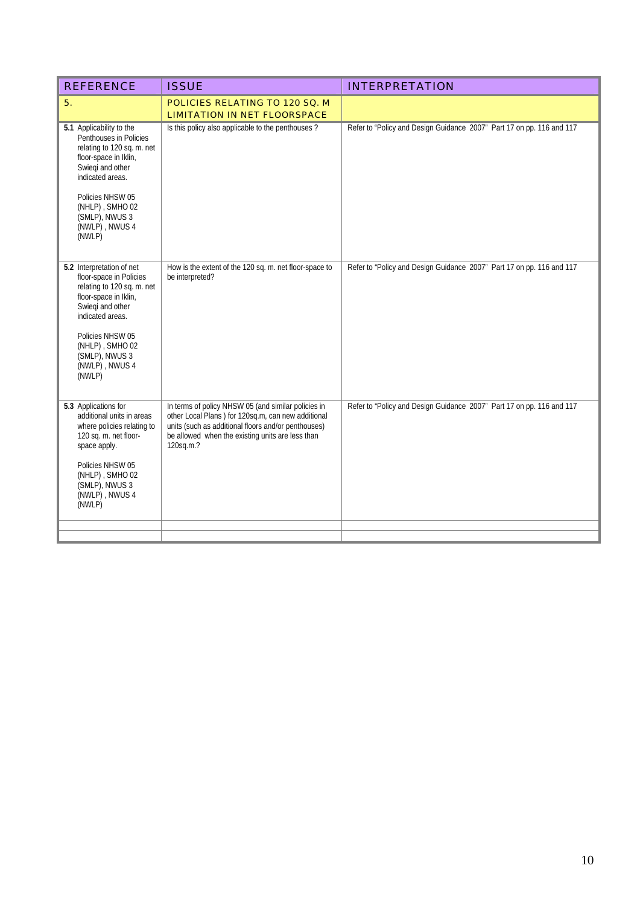| REFERENCE | ISSUE | INTERPRETATION |
|---|---|---|
| 5. | POLICIES RELATING TO 120 SQ. M LIMITATION IN NET FLOORSPACE | |
| **5.1** Applicability to the Penthouses in Policies relating to 120 sq. m. net floor-space in Iklin, Swieqi and other indicated areas.<br><br>Policies NHSW 05 (NHLP) , SMHO 02 (SMLP), NWUS 3 (NWLP) , NWUS 4 (NWLP) | Is this policy also applicable to the penthouses ? | Refer to "Policy and Design Guidance 2007" Part 17 on pp. 116 and 117 |
| **5.2** Interpretation of net floor-space in Policies relating to 120 sq. m. net floor-space in Iklin, Swieqi and other indicated areas.<br><br>Policies NHSW 05 (NHLP) , SMHO 02 (SMLP), NWUS 3 (NWLP) , NWUS 4 (NWLP) | How is the extent of the 120 sq. m. net floor-space to be interpreted? | Refer to "Policy and Design Guidance 2007" Part 17 on pp. 116 and 117 |
| **5.3** Applications for additional units in areas where policies relating to 120 sq. m. net floor-space apply.<br><br>Policies NHSW 05 (NHLP) , SMHO 02 (SMLP), NWUS 3 (NWLP) , NWUS 4 (NWLP) | In terms of policy NHSW 05 (and similar policies in other Local Plans ) for 120sq.m, can new additional units (such as additional floors and/or penthouses) be allowed when the existing units are less than 120sq.m.? | Refer to "Policy and Design Guidance 2007" Part 17 on pp. 116 and 117 |
| | | |
| | | |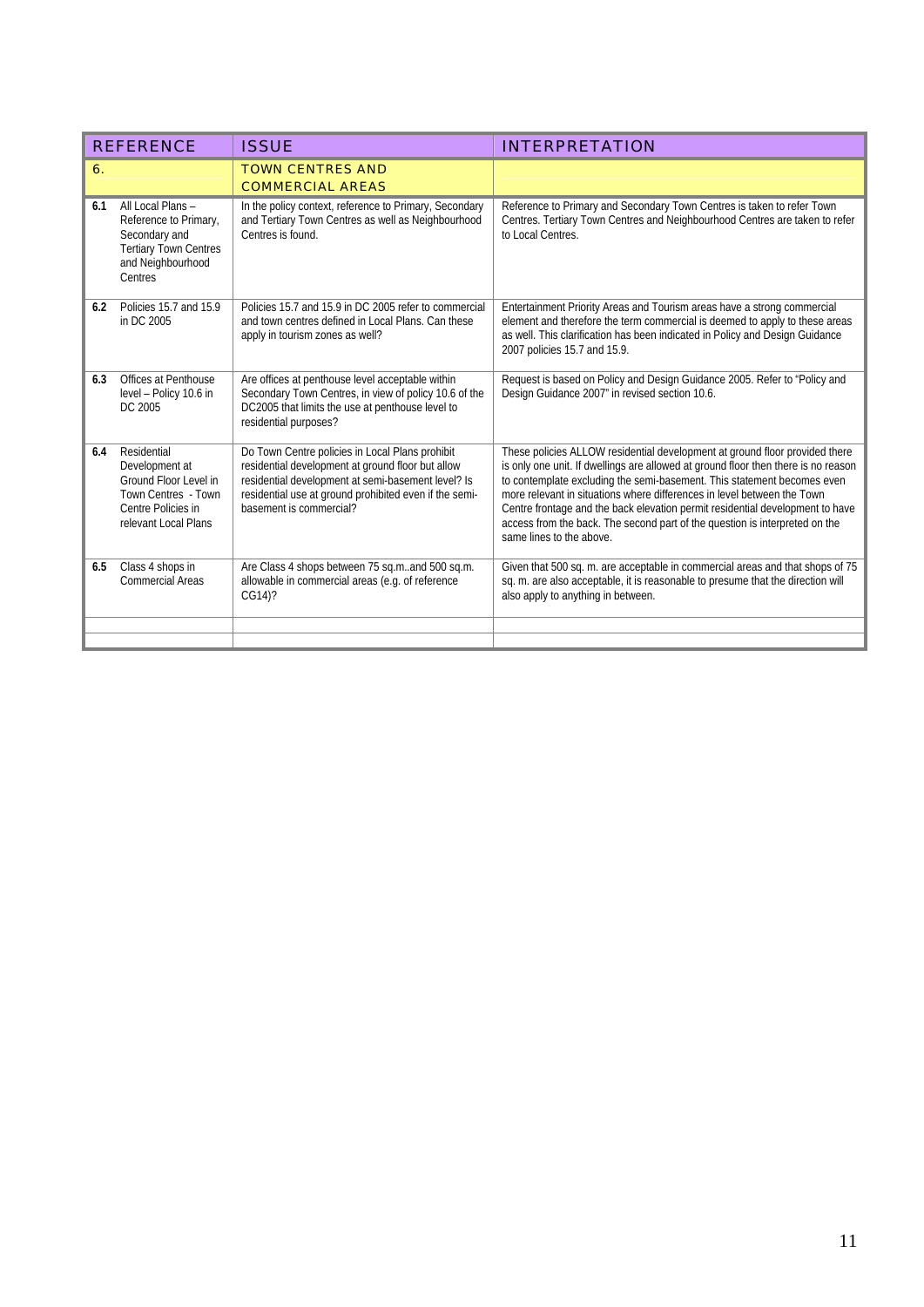| REFERENCE | ISSUE | INTERPRETATION |
|---|---|---|
| 6. | TOWN CENTRES AND COMMERCIAL AREAS | |
| 6.1 All Local Plans – Reference to Primary, Secondary and Tertiary Town Centres and Neighbourhood Centres | In the policy context, reference to Primary, Secondary and Tertiary Town Centres as well as Neighbourhood Centres is found. | Reference to Primary and Secondary Town Centres is taken to refer Town Centres. Tertiary Town Centres and Neighbourhood Centres are taken to refer to Local Centres. |
| 6.2 Policies 15.7 and 15.9 in DC 2005 | Policies 15.7 and 15.9 in DC 2005 refer to commercial and town centres defined in Local Plans. Can these apply in tourism zones as well? | Entertainment Priority Areas and Tourism areas have a strong commercial element and therefore the term commercial is deemed to apply to these areas as well. This clarification has been indicated in Policy and Design Guidance 2007 policies 15.7 and 15.9. |
| 6.3 Offices at Penthouse level – Policy 10.6 in DC 2005 | Are offices at penthouse level acceptable within Secondary Town Centres, in view of policy 10.6 of the DC2005 that limits the use at penthouse level to residential purposes? | Request is based on Policy and Design Guidance 2005. Refer to "Policy and Design Guidance 2007" in revised section 10.6. |
| 6.4 Residential Development at Ground Floor Level in Town Centres - Town Centre Policies in relevant Local Plans | Do Town Centre policies in Local Plans prohibit residential development at ground floor but allow residential development at semi-basement level? Is residential use at ground prohibited even if the semi-basement is commercial? | These policies ALLOW residential development at ground floor provided there is only one unit. If dwellings are allowed at ground floor then there is no reason to contemplate excluding the semi-basement. This statement becomes even more relevant in situations where differences in level between the Town Centre frontage and the back elevation permit residential development to have access from the back. The second part of the question is interpreted on the same lines to the above. |
| 6.5 Class 4 shops in Commercial Areas | Are Class 4 shops between 75 sq.m..and 500 sq.m. allowable in commercial areas (e.g. of reference CG14)? | Given that 500 sq. m. are acceptable in commercial areas and that shops of 75 sq. m. are also acceptable, it is reasonable to presume that the direction will also apply to anything in between. |
| | | |
| | | |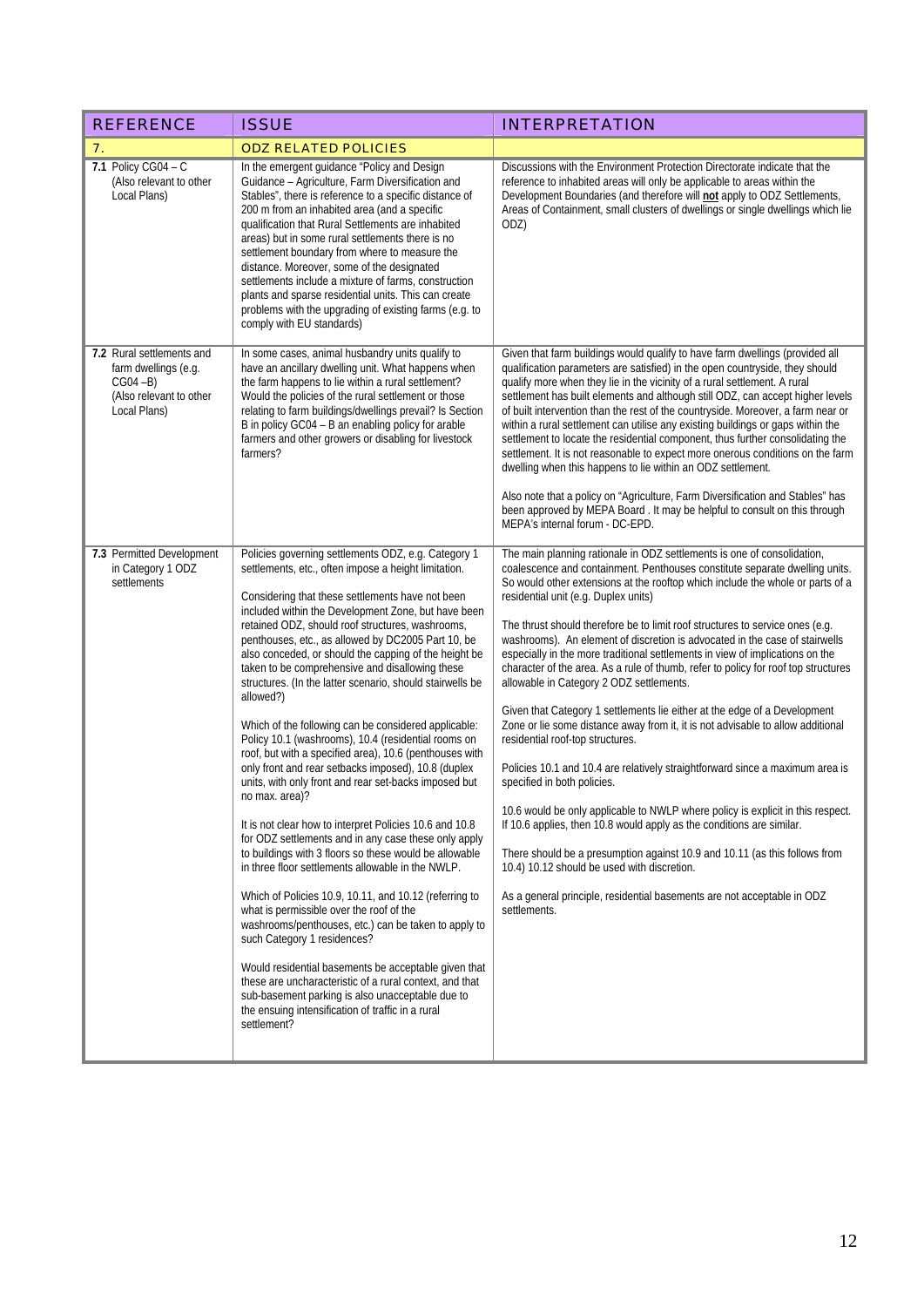| REFERENCE | ISSUE | INTERPRETATION |
|---|---|---|
| **7.** | **ODZ RELATED POLICIES** | |
| **7.1** Policy CG04 – C (Also relevant to other Local Plans) | In the emergent guidance "Policy and Design Guidance – Agriculture, Farm Diversification and Stables", there is reference to a specific distance of 200 m from an inhabited area (and a specific qualification that Rural Settlements are inhabited areas) but in some rural settlements there is no settlement boundary from where to measure the distance. Moreover, some of the designated settlements include a mixture of farms, construction plants and sparse residential units. This can create problems with the upgrading of existing farms (e.g. to comply with EU standards) | Discussions with the Environment Protection Directorate indicate that the reference to inhabited areas will only be applicable to areas within the Development Boundaries (and therefore will **not** apply to ODZ Settlements, Areas of Containment, small clusters of dwellings or single dwellings which lie ODZ) |
| **7.2** Rural settlements and farm dwellings (e.g. CG04 –B) (Also relevant to other Local Plans) | In some cases, animal husbandry units qualify to have an ancillary dwelling unit. What happens when the farm happens to lie within a rural settlement? Would the policies of the rural settlement or those relating to farm buildings/dwellings prevail? Is Section B in policy GC04 – B an enabling policy for arable farmers and other growers or disabling for livestock farmers? | Given that farm buildings would qualify to have farm dwellings (provided all qualification parameters are satisfied) in the open countryside, they should qualify more when they lie in the vicinity of a rural settlement. A rural settlement has built elements and although still ODZ, can accept higher levels of built intervention than the rest of the countryside. Moreover, a farm near or within a rural settlement can utilise any existing buildings or gaps within the settlement to locate the residential component, thus further consolidating the settlement. It is not reasonable to expect more onerous conditions on the farm dwelling when this happens to lie within an ODZ settlement.<br><br>Also note that a policy on "Agriculture, Farm Diversification and Stables" has been approved by MEPA Board . It may be helpful to consult on this through MEPA's internal forum - DC-EPD. |
| **7.3** Permitted Development in Category 1 ODZ settlements | Policies governing settlements ODZ, e.g. Category 1 settlements, etc., often impose a height limitation.<br><br>Considering that these settlements have not been included within the Development Zone, but have been retained ODZ, should roof structures, washrooms, penthouses, etc., as allowed by DC2005 Part 10, be also conceded, or should the capping of the height be taken to be comprehensive and disallowing these structures. (In the latter scenario, should stairwells be allowed?)<br><br>Which of the following can be considered applicable: Policy 10.1 (washrooms), 10.4 (residential rooms on roof, but with a specified area), 10.6 (penthouses with only front and rear setbacks imposed), 10.8 (duplex units, with only front and rear set-backs imposed but no max. area)?<br><br>It is not clear how to interpret Policies 10.6 and 10.8 for ODZ settlements and in any case these only apply to buildings with 3 floors so these would be allowable in three floor settlements allowable in the NWLP.<br><br>Which of Policies 10.9, 10.11, and 10.12 (referring to what is permissible over the roof of the washrooms/penthouses, etc.) can be taken to apply to such Category 1 residences?<br><br>Would residential basements be acceptable given that these are uncharacteristic of a rural context, and that sub-basement parking is also unacceptable due to the ensuing intensification of traffic in a rural settlement? | The main planning rationale in ODZ settlements is one of consolidation, coalescence and containment. Penthouses constitute separate dwelling units. So would other extensions at the rooftop which include the whole or parts of a residential unit (e.g. Duplex units)<br><br>The thrust should therefore be to limit roof structures to service ones (e.g. washrooms). An element of discretion is advocated in the case of stairwells especially in the more traditional settlements in view of implications on the character of the area. As a rule of thumb, refer to policy for roof top structures allowable in Category 2 ODZ settlements.<br><br>Given that Category 1 settlements lie either at the edge of a Development Zone or lie some distance away from it, it is not advisable to allow additional residential roof-top structures.<br><br>Policies 10.1 and 10.4 are relatively straightforward since a maximum area is specified in both policies.<br><br>10.6 would be only applicable to NWLP where policy is explicit in this respect. If 10.6 applies, then 10.8 would apply as the conditions are similar.<br><br>There should be a presumption against 10.9 and 10.11 (as this follows from 10.4) 10.12 should be used with discretion.<br><br>As a general principle, residential basements are not acceptable in ODZ settlements. |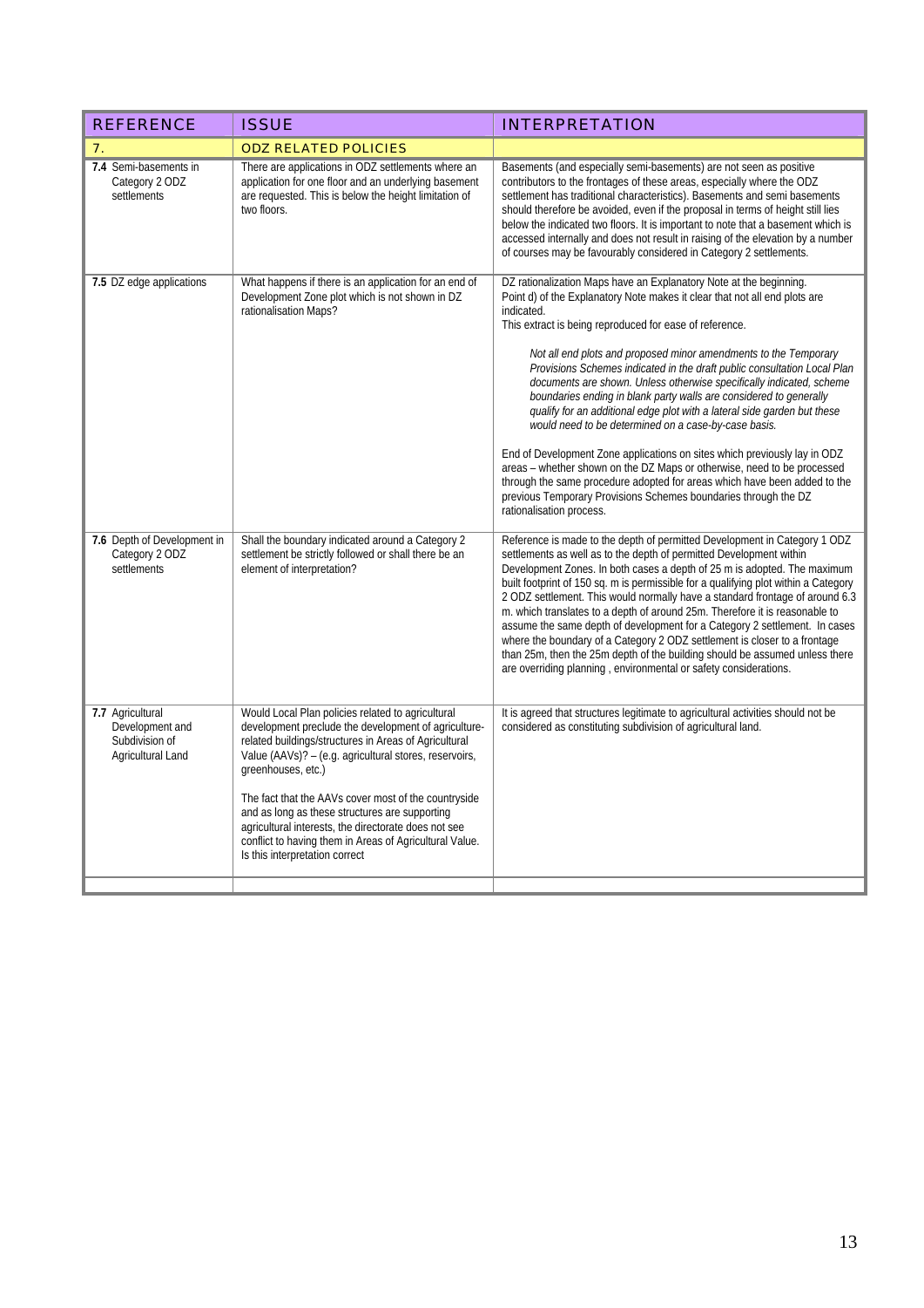| REFERENCE | ISSUE | INTERPRETATION |
|---|---|---|
| 7. | ODZ RELATED POLICIES | |
| **7.4** Semi-basements in Category 2 ODZ settlements | There are applications in ODZ settlements where an application for one floor and an underlying basement are requested. This is below the height limitation of two floors. | Basements (and especially semi-basements) are not seen as positive contributors to the frontages of these areas, especially where the ODZ settlement has traditional characteristics). Basements and semi basements should therefore be avoided, even if the proposal in terms of height still lies below the indicated two floors. It is important to note that a basement which is accessed internally and does not result in raising of the elevation by a number of courses may be favourably considered in Category 2 settlements. |
| **7.5** DZ edge applications | What happens if there is an application for an end of Development Zone plot which is not shown in DZ rationalisation Maps? | DZ rationalization Maps have an Explanatory Note at the beginning. Point d) of the Explanatory Note makes it clear that not all end plots are indicated. This extract is being reproduced for ease of reference. *Not all end plots and proposed minor amendments to the Temporary Provisions Schemes indicated in the draft public consultation Local Plan documents are shown. Unless otherwise specifically indicated, scheme boundaries ending in blank party walls are considered to generally qualify for an additional edge plot with a lateral side garden but these would need to be determined on a case-by-case basis.* End of Development Zone applications on sites which previously lay in ODZ areas – whether shown on the DZ Maps or otherwise, need to be processed through the same procedure adopted for areas which have been added to the previous Temporary Provisions Schemes boundaries through the DZ rationalisation process. |
| **7.6** Depth of Development in Category 2 ODZ settlements | Shall the boundary indicated around a Category 2 settlement be strictly followed or shall there be an element of interpretation? | Reference is made to the depth of permitted Development in Category 1 ODZ settlements as well as to the depth of permitted Development within Development Zones. In both cases a depth of 25 m is adopted. The maximum built footprint of 150 sq. m is permissible for a qualifying plot within a Category 2 ODZ settlement. This would normally have a standard frontage of around 6.3 m. which translates to a depth of around 25m. Therefore it is reasonable to assume the same depth of development for a Category 2 settlement. In cases where the boundary of a Category 2 ODZ settlement is closer to a frontage than 25m, then the 25m depth of the building should be assumed unless there are overriding planning , environmental or safety considerations. |
| **7.7** Agricultural Development and Subdivision of Agricultural Land | Would Local Plan policies related to agricultural development preclude the development of agriculture-related buildings/structures in Areas of Agricultural Value (AAVs)? – (e.g. agricultural stores, reservoirs, greenhouses, etc.) The fact that the AAVs cover most of the countryside and as long as these structures are supporting agricultural interests, the directorate does not see conflict to having them in Areas of Agricultural Value. Is this interpretation correct | It is agreed that structures legitimate to agricultural activities should not be considered as constituting subdivision of agricultural land. |
| | | |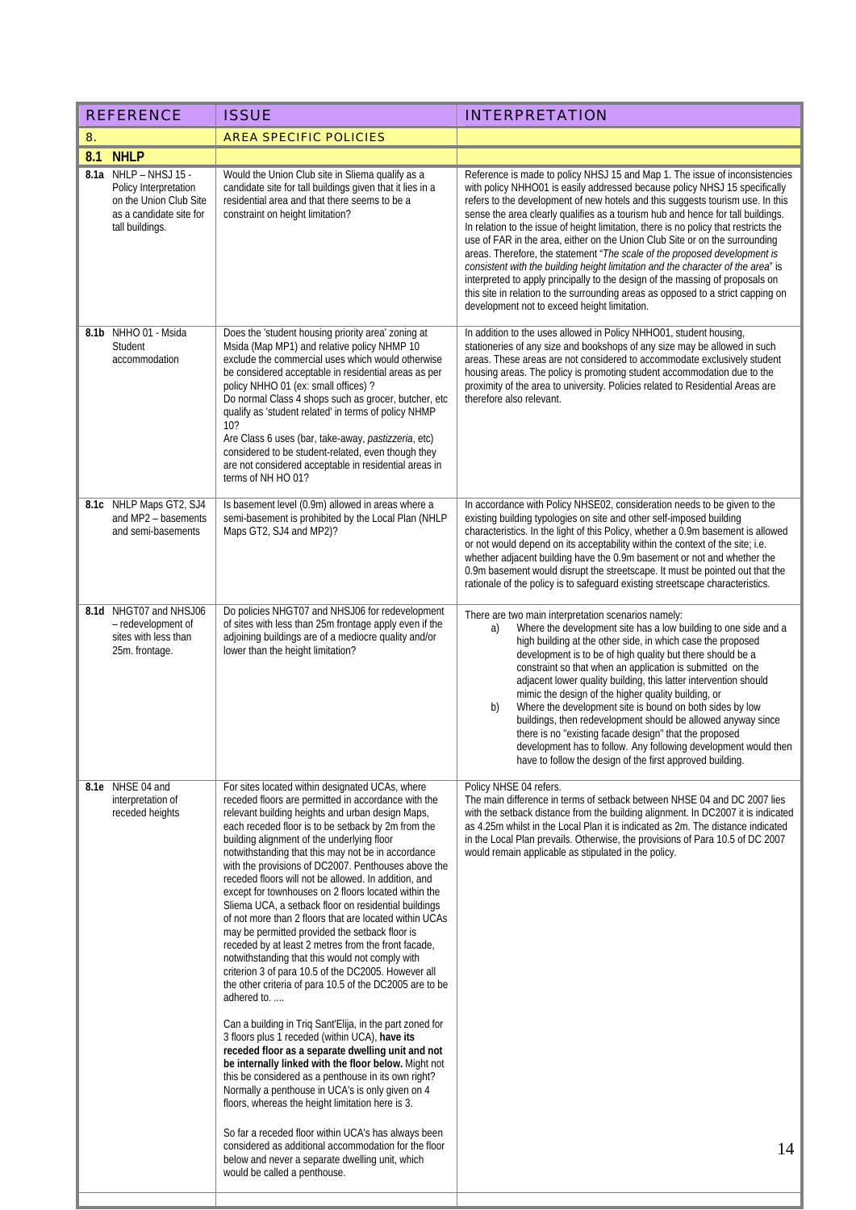| REFERENCE | ISSUE | INTERPRETATION |
|---|---|---|
| 8. | AREA SPECIFIC POLICIES | |
| **8.1 NHLP** | | |
| **8.1a** NHLP – NHSJ 15 - Policy Interpretation on the Union Club Site as a candidate site for tall buildings. | Would the Union Club site in Sliema qualify as a candidate site for tall buildings given that it lies in a residential area and that there seems to be a constraint on height limitation? | Reference is made to policy NHSJ 15 and Map 1. The issue of inconsistencies with policy NHHO01 is easily addressed because policy NHSJ 15 specifically refers to the development of new hotels and this suggests tourism use. In this sense the area clearly qualifies as a tourism hub and hence for tall buildings. In relation to the issue of height limitation, there is no policy that restricts the use of FAR in the area, either on the Union Club Site or on the surrounding areas. Therefore, the statement "*The scale of the proposed development is consistent with the building height limitation and the character of the area*" is interpreted to apply principally to the design of the massing of proposals on this site in relation to the surrounding areas as opposed to a strict capping on development not to exceed height limitation. |
| **8.1b** NHHO 01 - Msida Student accommodation | Does the 'student housing priority area' zoning at Msida (Map MP1) and relative policy NHMP 10 exclude the commercial uses which would otherwise be considered acceptable in residential areas as per policy NHHO 01 (ex: small offices) ?<br>Do normal Class 4 shops such as grocer, butcher, etc qualify as 'student related' in terms of policy NHMP 10?<br>Are Class 6 uses (bar, take-away, *pastizzeria*, etc) considered to be student-related, even though they are not considered acceptable in residential areas in terms of NH HO 01? | In addition to the uses allowed in Policy NHHO01, student housing, stationeries of any size and bookshops of any size may be allowed in such areas. These areas are not considered to accommodate exclusively student housing areas. The policy is promoting student accommodation due to the proximity of the area to university. Policies related to Residential Areas are therefore also relevant. |
| **8.1c** NHLP Maps GT2, SJ4 and MP2 – basements and semi-basements | Is basement level (0.9m) allowed in areas where a semi-basement is prohibited by the Local Plan (NHLP Maps GT2, SJ4 and MP2)? | In accordance with Policy NHSE02, consideration needs to be given to the existing building typologies on site and other self-imposed building characteristics. In the light of this Policy, whether a 0.9m basement is allowed or not would depend on its acceptability within the context of the site; i.e. whether adjacent building have the 0.9m basement or not and whether the 0.9m basement would disrupt the streetscape. It must be pointed out that the rationale of the policy is to safeguard existing streetscape characteristics. |
| **8.1d** NHGT07 and NHSJ06 – redevelopment of sites with less than 25m. frontage. | Do policies NHGT07 and NHSJ06 for redevelopment of sites with less than 25m frontage apply even if the adjoining buildings are of a mediocre quality and/or lower than the height limitation? | There are two main interpretation scenarios namely:<br>a) Where the development site has a low building to one side and a high building at the other side, in which case the proposed development is to be of high quality but there should be a constraint so that when an application is submitted on the adjacent lower quality building, this latter intervention should mimic the design of the higher quality building, or<br>b) Where the development site is bound on both sides by low buildings, then redevelopment should be allowed anyway since there is no "existing facade design" that the proposed development has to follow. Any following development would then have to follow the design of the first approved building. |
| **8.1e** NHSE 04 and interpretation of receded heights | For sites located within designated UCAs, where receded floors are permitted in accordance with the relevant building heights and urban design Maps, each receded floor is to be setback by 2m from the building alignment of the underlying floor notwithstanding that this may not be in accordance with the provisions of DC2007. Penthouses above the receded floors will not be allowed. In addition, and except for townhouses on 2 floors located within the Sliema UCA, a setback floor on residential buildings of not more than 2 floors that are located within UCAs may be permitted provided the setback floor is receded by at least 2 metres from the front facade, notwithstanding that this would not comply with criterion 3 of para 10.5 of the DC2005. However all the other criteria of para 10.5 of the DC2005 are to be adhered to. ....<br><br>Can a building in Triq Sant'Elija, in the part zoned for 3 floors plus 1 receded (within UCA), **have its receded floor as a separate dwelling unit and not be internally linked with the floor below.** Might not this be considered as a penthouse in its own right? Normally a penthouse in UCA's is only given on 4 floors, whereas the height limitation here is 3.<br><br>So far a receded floor within UCA's has always been considered as additional accommodation for the floor below and never a separate dwelling unit, which would be called a penthouse. | Policy NHSE 04 refers.<br>The main difference in terms of setback between NHSE 04 and DC 2007 lies with the setback distance from the building alignment. In DC2007 it is indicated as 4.25m whilst in the Local Plan it is indicated as 2m. The distance indicated in the Local Plan prevails. Otherwise, the provisions of Para 10.5 of DC 2007 would remain applicable as stipulated in the policy. |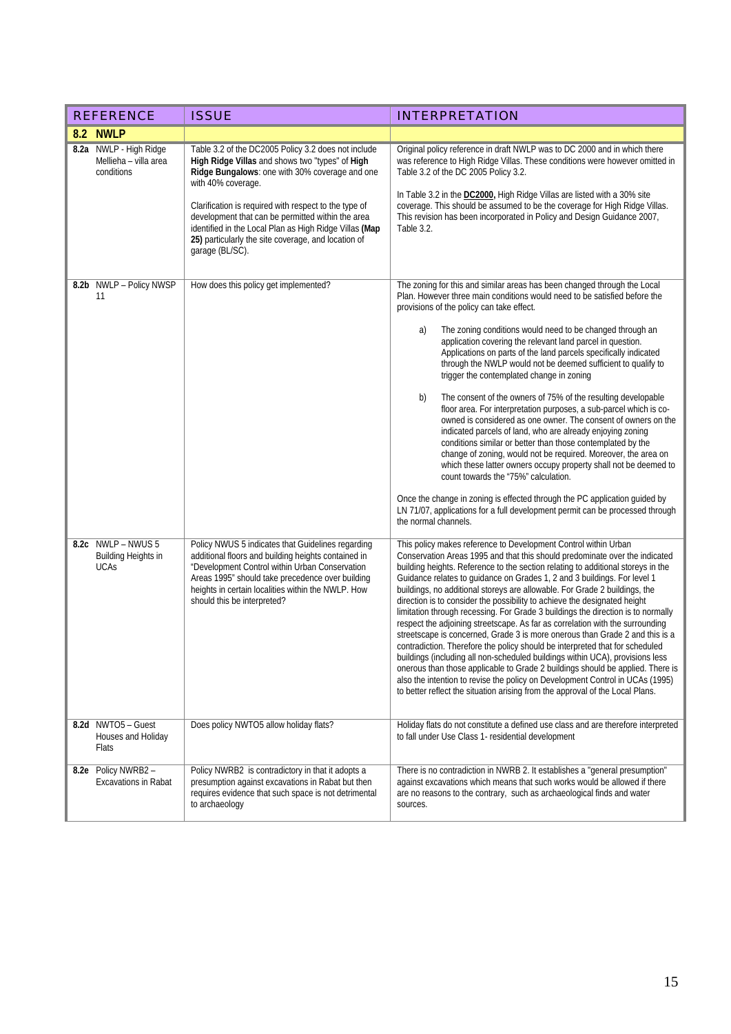| REFERENCE | ISSUE | INTERPRETATION |
|---|---|---|
| **8.2 NWLP** | | |
| **8.2a** NWLP - High Ridge Mellieha – villa area conditions | Table 3.2 of the DC2005 Policy 3.2 does not include **High Ridge Villas** and shows two "types" of **High Ridge Bungalows**: one with 30% coverage and one with 40% coverage.<br><br>Clarification is required with respect to the type of development that can be permitted within the area identified in the Local Plan as High Ridge Villas **(Map 25)** particularly the site coverage, and location of garage (BL/SC). | Original policy reference in draft NWLP was to DC 2000 and in which there was reference to High Ridge Villas. These conditions were however omitted in Table 3.2 of the DC 2005 Policy 3.2.<br><br>In Table 3.2 in the **DC2000,** High Ridge Villas are listed with a 30% site coverage. This should be assumed to be the coverage for High Ridge Villas. This revision has been incorporated in Policy and Design Guidance 2007, Table 3.2. |
| **8.2b** NWLP – Policy NWSP 11 | How does this policy get implemented? | The zoning for this and similar areas has been changed through the Local Plan. However three main conditions would need to be satisfied before the provisions of the policy can take effect.<br><br>a) The zoning conditions would need to be changed through an application covering the relevant land parcel in question. Applications on parts of the land parcels specifically indicated through the NWLP would not be deemed sufficient to qualify to trigger the contemplated change in zoning<br><br>b) The consent of the owners of 75% of the resulting developable floor area. For interpretation purposes, a sub-parcel which is co-owned is considered as one owner. The consent of owners on the indicated parcels of land, who are already enjoying zoning conditions similar or better than those contemplated by the change of zoning, would not be required. Moreover, the area on which these latter owners occupy property shall not be deemed to count towards the "75%" calculation.<br><br>Once the change in zoning is effected through the PC application guided by LN 71/07, applications for a full development permit can be processed through the normal channels. |
| **8.2c** NWLP – NWUS 5 Building Heights in UCAs | Policy NWUS 5 indicates that Guidelines regarding additional floors and building heights contained in "Development Control within Urban Conservation Areas 1995" should take precedence over building heights in certain localities within the NWLP. How should this be interpreted? | This policy makes reference to Development Control within Urban Conservation Areas 1995 and that this should predominate over the indicated building heights. Reference to the section relating to additional storeys in the Guidance relates to guidance on Grades 1, 2 and 3 buildings. For level 1 buildings, no additional storeys are allowable. For Grade 2 buildings, the direction is to consider the possibility to achieve the designated height limitation through recessing. For Grade 3 buildings the direction is to normally respect the adjoining streetscape. As far as correlation with the surrounding streetscape is concerned, Grade 3 is more onerous than Grade 2 and this is a contradiction. Therefore the policy should be interpreted that for scheduled buildings (including all non-scheduled buildings within UCA), provisions less onerous than those applicable to Grade 2 buildings should be applied. There is also the intention to revise the policy on Development Control in UCAs (1995) to better reflect the situation arising from the approval of the Local Plans. |
| **8.2d** NWTO5 – Guest Houses and Holiday Flats | Does policy NWTO5 allow holiday flats? | Holiday flats do not constitute a defined use class and are therefore interpreted to fall under Use Class 1- residential development |
| **8.2e** Policy NWRB2 – Excavations in Rabat | Policy NWRB2 is contradictory in that it adopts a presumption against excavations in Rabat but then requires evidence that such space is not detrimental to archaeology | There is no contradiction in NWRB 2. It establishes a "general presumption" against excavations which means that such works would be allowed if there are no reasons to the contrary, such as archaeological finds and water sources. |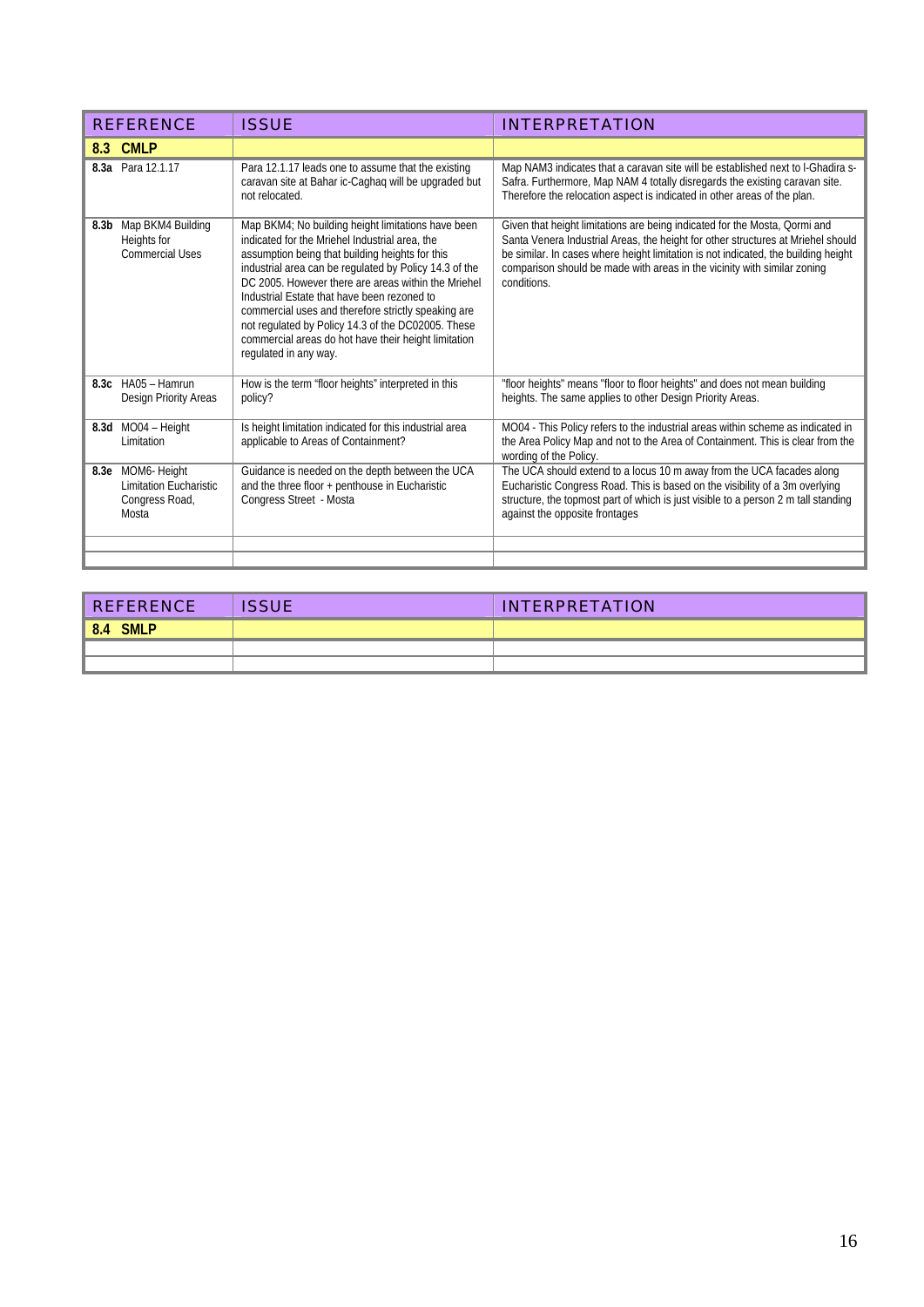| REFERENCE | ISSUE | INTERPRETATION |
|---|---|---|
| **8.3 CMLP** | | |
| **8.3a** Para 12.1.17 | Para 12.1.17 leads one to assume that the existing caravan site at Bahar ic-Caghaq will be upgraded but not relocated. | Map NAM3 indicates that a caravan site will be established next to l-Ghadira s-Safra. Furthermore, Map NAM 4 totally disregards the existing caravan site. Therefore the relocation aspect is indicated in other areas of the plan. |
| **8.3b** Map BKM4 Building Heights for Commercial Uses | Map BKM4; No building height limitations have been indicated for the Mriehel Industrial area, the assumption being that building heights for this industrial area can be regulated by Policy 14.3 of the DC 2005. However there are areas within the Mriehel Industrial Estate that have been rezoned to commercial uses and therefore strictly speaking are not regulated by Policy 14.3 of the DC02005. These commercial areas do hot have their height limitation regulated in any way. | Given that height limitations are being indicated for the Mosta, Qormi and Santa Venera Industrial Areas, the height for other structures at Mriehel should be similar. In cases where height limitation is not indicated, the building height comparison should be made with areas in the vicinity with similar zoning conditions. |
| **8.3c** HA05 – Hamrun Design Priority Areas | How is the term "floor heights" interpreted in this policy? | "floor heights" means "floor to floor heights" and does not mean building heights. The same applies to other Design Priority Areas. |
| **8.3d** MO04 – Height Limitation | Is height limitation indicated for this industrial area applicable to Areas of Containment? | MO04 - This Policy refers to the industrial areas within scheme as indicated in the Area Policy Map and not to the Area of Containment. This is clear from the wording of the Policy. |
| **8.3e** MOM6- Height Limitation Eucharistic Congress Road, Mosta | Guidance is needed on the depth between the UCA and the three floor + penthouse in Eucharistic Congress Street - Mosta | The UCA should extend to a locus 10 m away from the UCA facades along Eucharistic Congress Road. This is based on the visibility of a 3m overlying structure, the topmost part of which is just visible to a person 2 m tall standing against the opposite frontages |
| | | |
| | | |

| REFERENCE | ISSUE | INTERPRETATION |
|---|---|---|
| **8.4 SMLP** | | |
| | | |
| | | |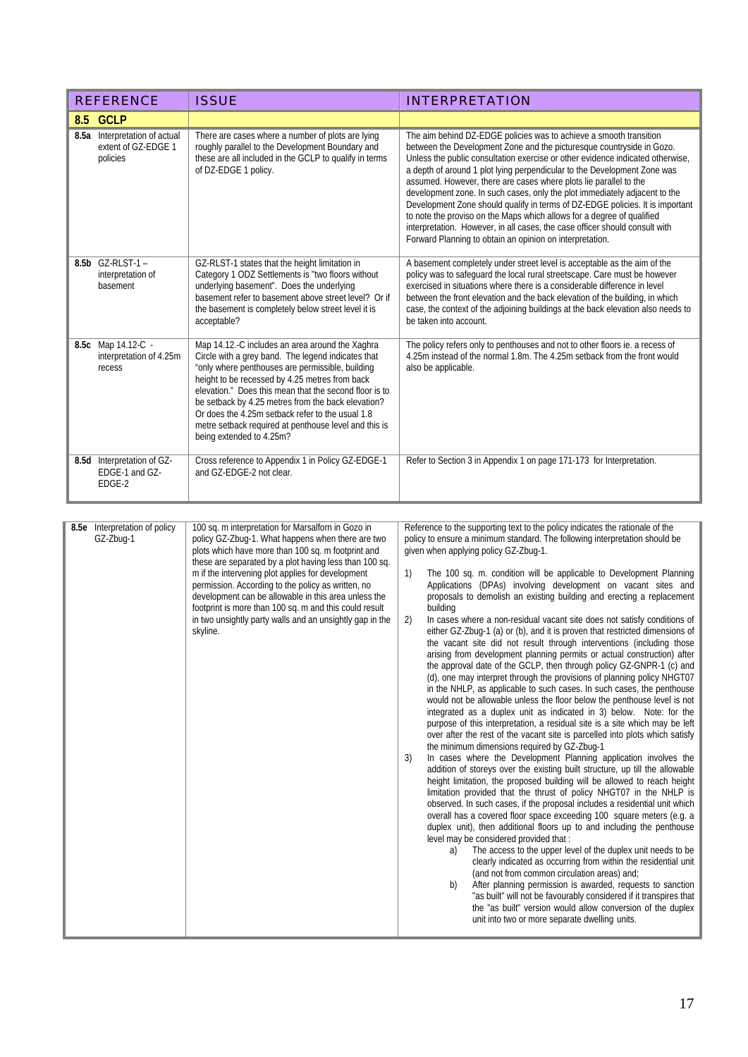| REFERENCE | ISSUE | INTERPRETATION |
|---|---|---|
| **8.5 GCLP** | | |
| **8.5a** Interpretation of actual extent of GZ-EDGE 1 policies | There are cases where a number of plots are lying roughly parallel to the Development Boundary and these are all included in the GCLP to qualify in terms of DZ-EDGE 1 policy. | The aim behind DZ-EDGE policies was to achieve a smooth transition between the Development Zone and the picturesque countryside in Gozo. Unless the public consultation exercise or other evidence indicated otherwise, a depth of around 1 plot lying perpendicular to the Development Zone was assumed. However, there are cases where plots lie parallel to the development zone. In such cases, only the plot immediately adjacent to the Development Zone should qualify in terms of DZ-EDGE policies. It is important to note the proviso on the Maps which allows for a degree of qualified interpretation. However, in all cases, the case officer should consult with Forward Planning to obtain an opinion on interpretation. |
| **8.5b** GZ-RLST-1 – interpretation of basement | GZ-RLST-1 states that the height limitation in Category 1 ODZ Settlements is "two floors without underlying basement". Does the underlying basement refer to basement above street level? Or if the basement is completely below street level it is acceptable? | A basement completely under street level is acceptable as the aim of the policy was to safeguard the local rural streetscape. Care must be however exercised in situations where there is a considerable difference in level between the front elevation and the back elevation of the building, in which case, the context of the adjoining buildings at the back elevation also needs to be taken into account. |
| **8.5c** Map 14.12-C - interpretation of 4.25m recess | Map 14.12.-C includes an area around the Xaghra Circle with a grey band. The legend indicates that "only where penthouses are permissible, building height to be recessed by 4.25 metres from back elevation." Does this mean that the second floor is to be setback by 4.25 metres from the back elevation? Or does the 4.25m setback refer to the usual 1.8 metre setback required at penthouse level and this is being extended to 4.25m? | The policy refers only to penthouses and not to other floors ie. a recess of 4.25m instead of the normal 1.8m. The 4.25m setback from the front would also be applicable. |
| **8.5d** Interpretation of GZ-EDGE-1 and GZ-EDGE-2 | Cross reference to Appendix 1 in Policy GZ-EDGE-1 and GZ-EDGE-2 not clear. | Refer to Section 3 in Appendix 1 on page 171-173 for Interpretation. |
| **8.5e** Interpretation of policy GZ-Zbug-1 | 100 sq. m interpretation for Marsalforn in Gozo in policy GZ-Zbug-1. What happens when there are two plots which have more than 100 sq. m footprint and these are separated by a plot having less than 100 sq. m if the intervening plot applies for development permission. According to the policy as written, no development can be allowable in this area unless the footprint is more than 100 sq. m and this could result in two unsightly party walls and an unsightly gap in the skyline. | Reference to the supporting text to the policy indicates the rationale of the policy to ensure a minimum standard. The following interpretation should be given when applying policy GZ-Zbug-1.<br><br>1) The 100 sq. m. condition will be applicable to Development Planning Applications (DPAs) involving development on vacant sites and proposals to demolish an existing building and erecting a replacement building<br>2) In cases where a non-residual vacant site does not satisfy conditions of either GZ-Zbug-1 (a) or (b), and it is proven that restricted dimensions of the vacant site did not result through interventions (including those arising from development planning permits or actual construction) after the approval date of the GCLP, then through policy GZ-GNPR-1 (c) and (d), one may interpret through the provisions of planning policy NHGT07 in the NHLP, as applicable to such cases. In such cases, the penthouse would not be allowable unless the floor below the penthouse level is not integrated as a duplex unit as indicated in 3) below. Note: for the purpose of this interpretation, a residual site is a site which may be left over after the rest of the vacant site is parcelled into plots which satisfy the minimum dimensions required by GZ-Zbug-1<br>3) In cases where the Development Planning application involves the addition of storeys over the existing built structure, up till the allowable height limitation, the proposed building will be allowed to reach height limitation provided that the thrust of policy NHGT07 in the NHLP is observed. In such cases, if the proposal includes a residential unit which overall has a covered floor space exceeding 100 square meters (e.g. a duplex unit), then additional floors up to and including the penthouse level may be considered provided that :<br>&nbsp;&nbsp;&nbsp;&nbsp;a) The access to the upper level of the duplex unit needs to be clearly indicated as occurring from within the residential unit (and not from common circulation areas) and;<br>&nbsp;&nbsp;&nbsp;&nbsp;b) After planning permission is awarded, requests to sanction "as built" will not be favourably considered if it transpires that the "as built" version would allow conversion of the duplex unit into two or more separate dwelling units. |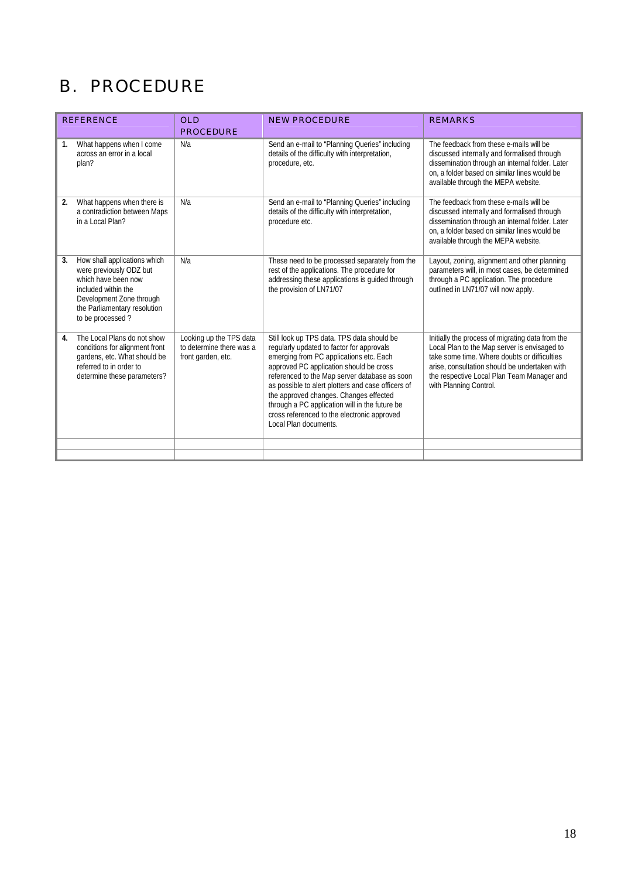# B. PROCEDURE

| REFERENCE | OLD PROCEDURE | NEW PROCEDURE | REMARKS |
|---|---|---|---|
| **1.** What happens when I come across an error in a local plan? | N/a | Send an e-mail to "Planning Queries" including details of the difficulty with interpretation, procedure, etc. | The feedback from these e-mails will be discussed internally and formalised through dissemination through an internal folder. Later on, a folder based on similar lines would be available through the MEPA website. |
| **2.** What happens when there is a contradiction between Maps in a Local Plan? | N/a | Send an e-mail to "Planning Queries" including details of the difficulty with interpretation, procedure etc. | The feedback from these e-mails will be discussed internally and formalised through dissemination through an internal folder. Later on, a folder based on similar lines would be available through the MEPA website. |
| **3.** How shall applications which were previously ODZ but which have been now included within the Development Zone through the Parliamentary resolution to be processed ? | N/a | These need to be processed separately from the rest of the applications. The procedure for addressing these applications is guided through the provision of LN71/07 | Layout, zoning, alignment and other planning parameters will, in most cases, be determined through a PC application. The procedure outlined in LN71/07 will now apply. |
| **4.** The Local Plans do not show conditions for alignment front gardens, etc. What should be referred to in order to determine these parameters? | Looking up the TPS data to determine there was a front garden, etc. | Still look up TPS data. TPS data should be regularly updated to factor for approvals emerging from PC applications etc. Each approved PC application should be cross referenced to the Map server database as soon as possible to alert plotters and case officers of the approved changes. Changes effected through a PC application will in the future be cross referenced to the electronic approved Local Plan documents. | Initially the process of migrating data from the Local Plan to the Map server is envisaged to take some time. Where doubts or difficulties arise, consultation should be undertaken with the respective Local Plan Team Manager and with Planning Control. |
| | | | |
| | | | |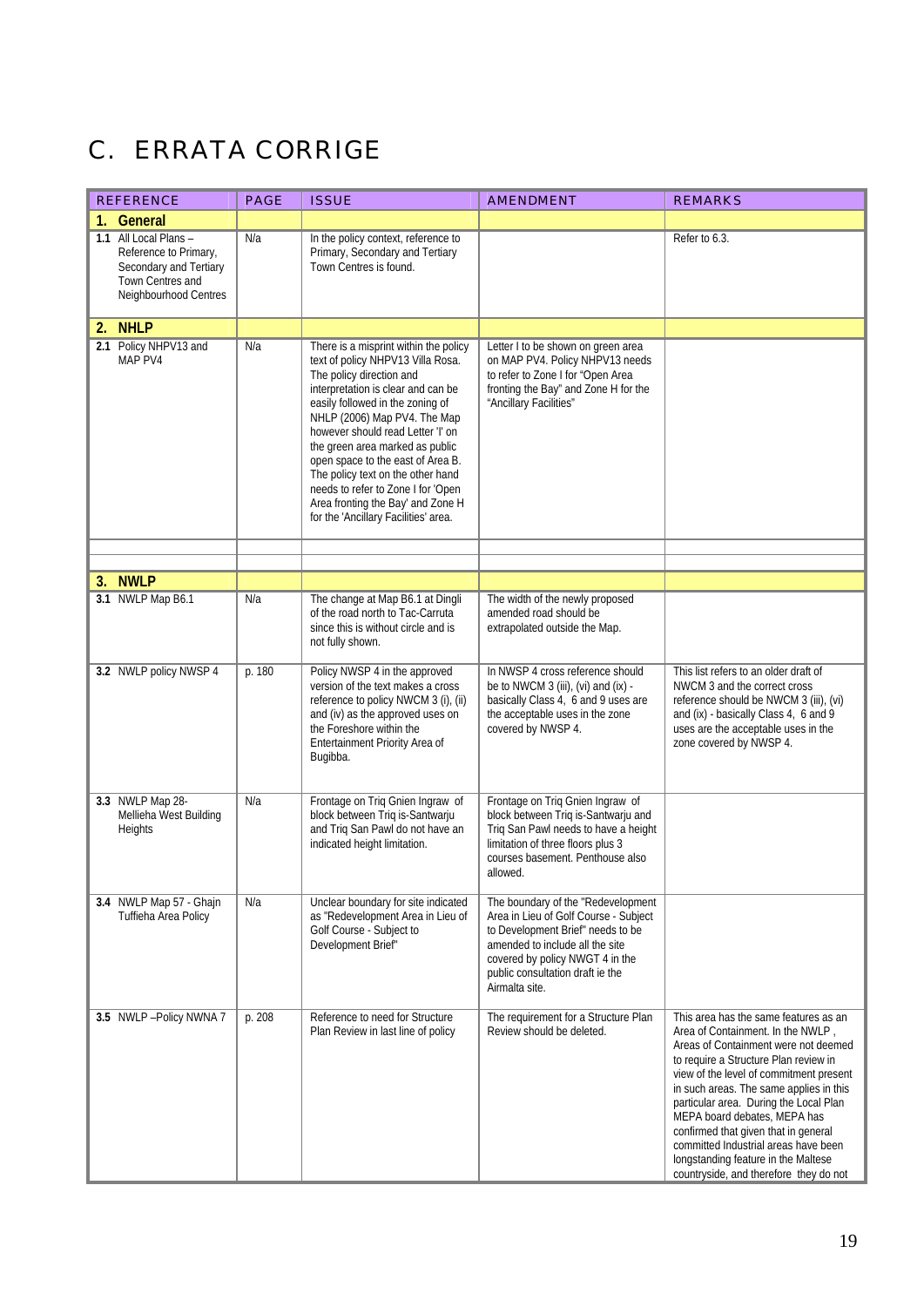# C. ERRATA CORRIGE

| REFERENCE | PAGE | ISSUE | AMENDMENT | REMARKS |
|---|---|---|---|---|
| **1. General** | | | | |
| **1.1** All Local Plans – Reference to Primary, Secondary and Tertiary Town Centres and Neighbourhood Centres | N/a | In the policy context, reference to Primary, Secondary and Tertiary Town Centres is found. | | Refer to 6.3. |
| **2. NHLP** | | | | |
| **2.1** Policy NHPV13 and MAP PV4 | N/a | There is a misprint within the policy text of policy NHPV13 Villa Rosa. The policy direction and interpretation is clear and can be easily followed in the zoning of NHLP (2006) Map PV4. The Map however should read Letter 'I' on the green area marked as public open space to the east of Area B. The policy text on the other hand needs to refer to Zone I for 'Open Area fronting the Bay' and Zone H for the 'Ancillary Facilities' area. | Letter I to be shown on green area on MAP PV4. Policy NHPV13 needs to refer to Zone I for "Open Area fronting the Bay" and Zone H for the "Ancillary Facilities" | |
| | | | | |
| | | | | |
| **3. NWLP** | | | | |
| **3.1** NWLP Map B6.1 | N/a | The change at Map B6.1 at Dingli of the road north to Tac-Carruta since this is without circle and is not fully shown. | The width of the newly proposed amended road should be extrapolated outside the Map. | |
| **3.2** NWLP policy NWSP 4 | p. 180 | Policy NWSP 4 in the approved version of the text makes a cross reference to policy NWCM 3 (i), (ii) and (iv) as the approved uses on the Foreshore within the Entertainment Priority Area of Bugibba. | In NWSP 4 cross reference should be to NWCM 3 (iii), (vi) and (ix) - basically Class 4, 6 and 9 uses are the acceptable uses in the zone covered by NWSP 4. | This list refers to an older draft of NWCM 3 and the correct cross reference should be NWCM 3 (iii), (vi) and (ix) - basically Class 4, 6 and 9 uses are the acceptable uses in the zone covered by NWSP 4. |
| **3.3** NWLP Map 28- Mellieha West Building Heights | N/a | Frontage on Triq Gnien Ingraw of block between Triq is-Santwarju and Triq San Pawl do not have an indicated height limitation. | Frontage on Triq Gnien Ingraw of block between Triq is-Santwarju and Triq San Pawl needs to have a height limitation of three floors plus 3 courses basement. Penthouse also allowed. | |
| **3.4** NWLP Map 57 - Ghajn Tuffieha Area Policy | N/a | Unclear boundary for site indicated as "Redevelopment Area in Lieu of Golf Course - Subject to Development Brief" | The boundary of the "Redevelopment Area in Lieu of Golf Course - Subject to Development Brief" needs to be amended to include all the site covered by policy NWGT 4 in the public consultation draft ie the Airmalta site. | |
| **3.5** NWLP –Policy NWNA 7 | p. 208 | Reference to need for Structure Plan Review in last line of policy | The requirement for a Structure Plan Review should be deleted. | This area has the same features as an Area of Containment. In the NWLP , Areas of Containment were not deemed to require a Structure Plan review in view of the level of commitment present in such areas. The same applies in this particular area. During the Local Plan MEPA board debates, MEPA has confirmed that given that in general committed Industrial areas have been longstanding feature in the Maltese countryside, and therefore they do not |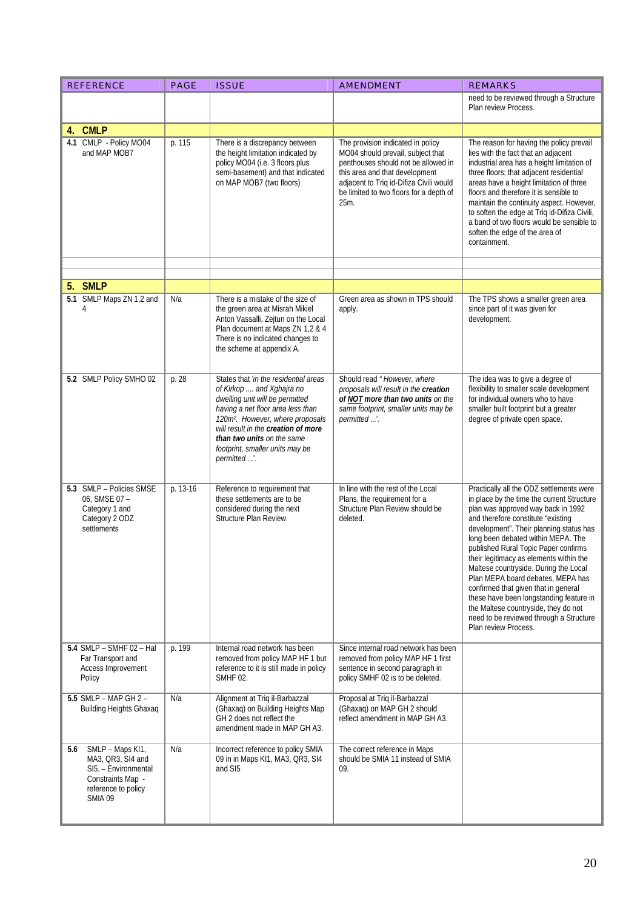| REFERENCE | PAGE | ISSUE | AMENDMENT | REMARKS |
|---|---|---|---|---|
| | | | | need to be reviewed through a Structure Plan review Process. |
| **4. CMLP** | | | | |
| **4.1** CMLP - Policy MO04 and MAP MOB7 | p. 115 | There is a discrepancy between the height limitation indicated by policy MO04 (i.e. 3 floors plus semi-basement) and that indicated on MAP MOB7 (two floors) | The provision indicated in policy MO04 should prevail, subject that penthouses should not be allowed in this area and that development adjacent to Triq id-Difiza Civili would be limited to two floors for a depth of 25m. | The reason for having the policy prevail lies with the fact that an adjacent industrial area has a height limitation of three floors; that adjacent residential areas have a height limitation of three floors and therefore it is sensible to maintain the continuity aspect. However, to soften the edge at Triq id-Difiza Civili, a band of two floors would be sensible to soften the edge of the area of containment. |
| | | | | |
| | | | | |
| **5. SMLP** | | | | |
| **5.1** SMLP Maps ZN 1,2 and 4 | N/a | There is a mistake of the size of the green area at Misrah Mikiel Anton Vassalli, Zejtun on the Local Plan document at Maps ZN 1,2 & 4 There is no indicated changes to the scheme at appendix A. | Green area as shown in TPS should apply. | The TPS shows a smaller green area since part of it was given for development. |
| **5.2** SMLP Policy SMHO 02 | p. 28 | States that *'in the residential areas of Kirkop .... and Xghajra no dwelling unit will be permitted having a net floor area less than 120m². However, where proposals will result in the* ***creation of more than two units*** *on the same footprint, smaller units may be permitted ...'.* | Should read *" However, where proposals will result in the* ***creation of <u>NOT</u> more than two units*** *on the same footprint, smaller units may be permitted ...'.* | The idea was to give a degree of flexibility to smaller scale development for individual owners who to have smaller built footprint but a greater degree of private open space. |
| **5.3** SMLP – Policies SMSE 06, SMSE 07 – Category 1 and Category 2 ODZ settlements | p. 13-16 | Reference to requirement that these settlements are to be considered during the next Structure Plan Review | In line with the rest of the Local Plans, the requirement for a Structure Plan Review should be deleted. | Practically all the ODZ settlements were in place by the time the current Structure plan was approved way back in 1992 and therefore constitute "existing development". Their planning status has long been debated within MEPA. The published Rural Topic Paper confirms their legitimacy as elements within the Maltese countryside. During the Local Plan MEPA board debates, MEPA has confirmed that given that in general these have been longstanding feature in the Maltese countryside, they do not need to be reviewed through a Structure Plan review Process. |
| **5.4** SMLP – SMHF 02 – Hal Far Transport and Access Improvement Policy | p. 199 | Internal road network has been removed from policy MAP HF 1 but reference to it is still made in policy SMHF 02. | Since internal road network has been removed from policy MAP HF 1 first sentence in second paragraph in policy SMHF 02 is to be deleted. | |
| **5.5** SMLP – MAP GH 2 – Building Heights Ghaxaq | N/a | Alignment at Triq il-Barbazzal (Ghaxaq) on Building Heights Map GH 2 does not reflect the amendment made in MAP GH A3. | Proposal at Triq il-Barbazzal (Ghaxaq) on MAP GH 2 should reflect amendment in MAP GH A3. | |
| **5.6** SMLP – Maps KI1, MA3, QR3, SI4 and SI5. – Environmental Constraints Map - reference to policy SMIA 09 | N/a | Incorrect reference to policy SMIA 09 in in Maps KI1, MA3, QR3, SI4 and SI5 | The correct reference in Maps should be SMIA 11 instead of SMIA 09. | |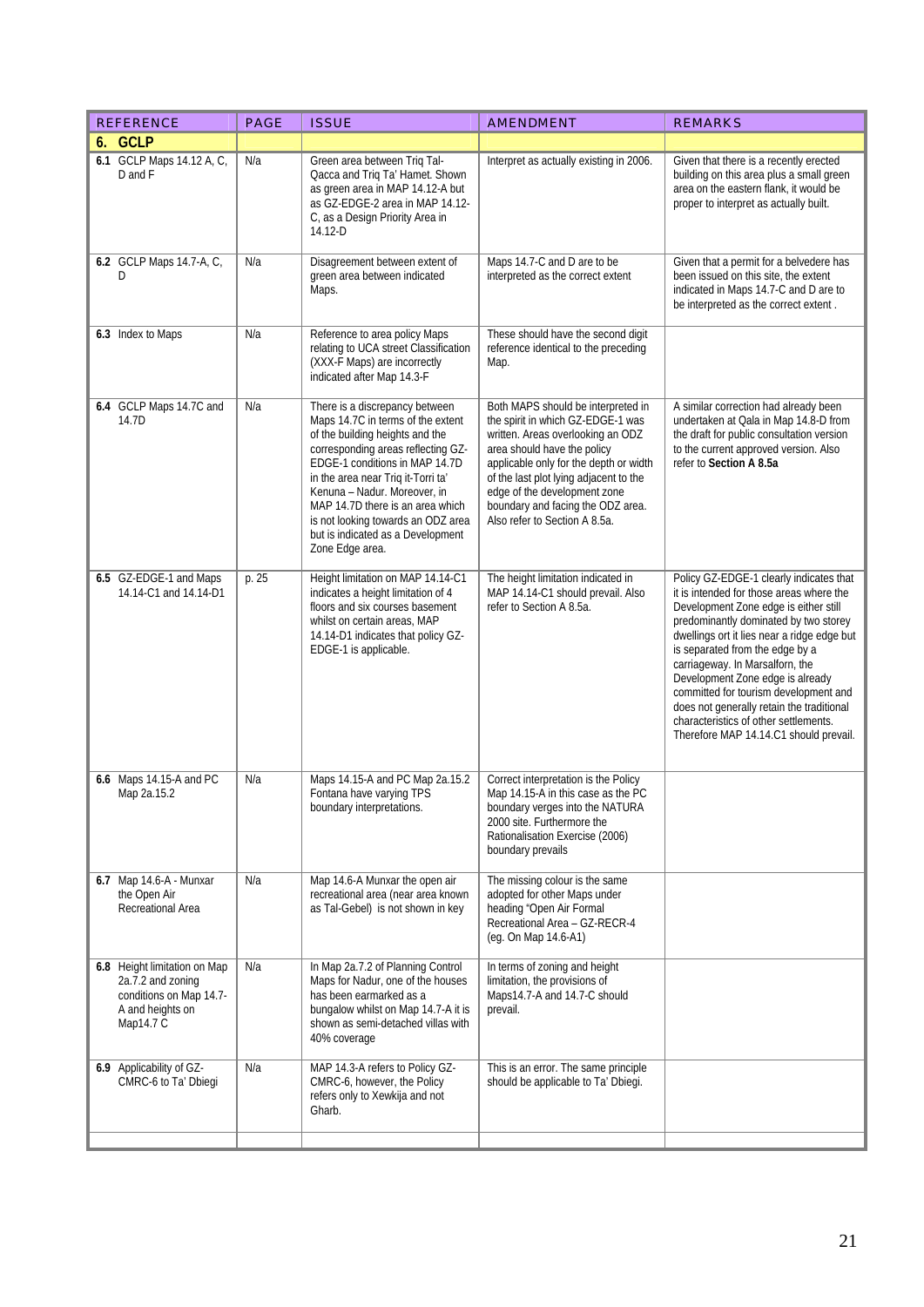| REFERENCE | PAGE | ISSUE | AMENDMENT | REMARKS |
|---|---|---|---|---|
| **6. GCLP** | | | | |
| **6.1** GCLP Maps 14.12 A, C, D and F | N/a | Green area between Triq Tal-Qacca and Triq Ta' Hamet. Shown as green area in MAP 14.12-A but as GZ-EDGE-2 area in MAP 14.12-C, as a Design Priority Area in 14.12-D | Interpret as actually existing in 2006. | Given that there is a recently erected building on this area plus a small green area on the eastern flank, it would be proper to interpret as actually built. |
| **6.2** GCLP Maps 14.7-A, C, D | N/a | Disagreement between extent of green area between indicated Maps. | Maps 14.7-C and D are to be interpreted as the correct extent | Given that a permit for a belvedere has been issued on this site, the extent indicated in Maps 14.7-C and D are to be interpreted as the correct extent . |
| **6.3** Index to Maps | N/a | Reference to area policy Maps relating to UCA street Classification (XXX-F Maps) are incorrectly indicated after Map 14.3-F | These should have the second digit reference identical to the preceding Map. | |
| **6.4** GCLP Maps 14.7C and 14.7D | N/a | There is a discrepancy between Maps 14.7C in terms of the extent of the building heights and the corresponding areas reflecting GZ-EDGE-1 conditions in MAP 14.7D in the area near Triq it-Torri ta' Kenuna – Nadur. Moreover, in MAP 14.7D there is an area which is not looking towards an ODZ area but is indicated as a Development Zone Edge area. | Both MAPS should be interpreted in the spirit in which GZ-EDGE-1 was written. Areas overlooking an ODZ area should have the policy applicable only for the depth or width of the last plot lying adjacent to the edge of the development zone boundary and facing the ODZ area. Also refer to Section A 8.5a. | A similar correction had already been undertaken at Qala in Map 14.8-D from the draft for public consultation version to the current approved version. Also refer to **Section A 8.5a** |
| **6.5** GZ-EDGE-1 and Maps 14.14-C1 and 14.14-D1 | p. 25 | Height limitation on MAP 14.14-C1 indicates a height limitation of 4 floors and six courses basement whilst on certain areas, MAP 14.14-D1 indicates that policy GZ-EDGE-1 is applicable. | The height limitation indicated in MAP 14.14-C1 should prevail. Also refer to Section A 8.5a. | Policy GZ-EDGE-1 clearly indicates that it is intended for those areas where the Development Zone edge is either still predominantly dominated by two storey dwellings ort it lies near a ridge edge but is separated from the edge by a carriageway. In Marsalforn, the Development Zone edge is already committed for tourism development and does not generally retain the traditional characteristics of other settlements. Therefore MAP 14.14.C1 should prevail. |
| **6.6** Maps 14.15-A and PC Map 2a.15.2 | N/a | Maps 14.15-A and PC Map 2a.15.2 Fontana have varying TPS boundary interpretations. | Correct interpretation is the Policy Map 14.15-A in this case as the PC boundary verges into the NATURA 2000 site. Furthermore the Rationalisation Exercise (2006) boundary prevails | |
| **6.7** Map 14.6-A - Munxar the Open Air Recreational Area | N/a | Map 14.6-A Munxar the open air recreational area (near area known as Tal-Gebel) is not shown in key | The missing colour is the same adopted for other Maps under heading "Open Air Formal Recreational Area – GZ-RECR-4 (eg. On Map 14.6-A1) | |
| **6.8** Height limitation on Map 2a.7.2 and zoning conditions on Map 14.7-A and heights on Map14.7 C | N/a | In Map 2a.7.2 of Planning Control Maps for Nadur, one of the houses has been earmarked as a bungalow whilst on Map 14.7-A it is shown as semi-detached villas with 40% coverage | In terms of zoning and height limitation, the provisions of Maps14.7-A and 14.7-C should prevail. | |
| **6.9** Applicability of GZ-CMRC-6 to Ta' Dbiegi | N/a | MAP 14.3-A refers to Policy GZ-CMRC-6, however, the Policy refers only to Xewkija and not Gharb. | This is an error. The same principle should be applicable to Ta' Dbiegi. | |